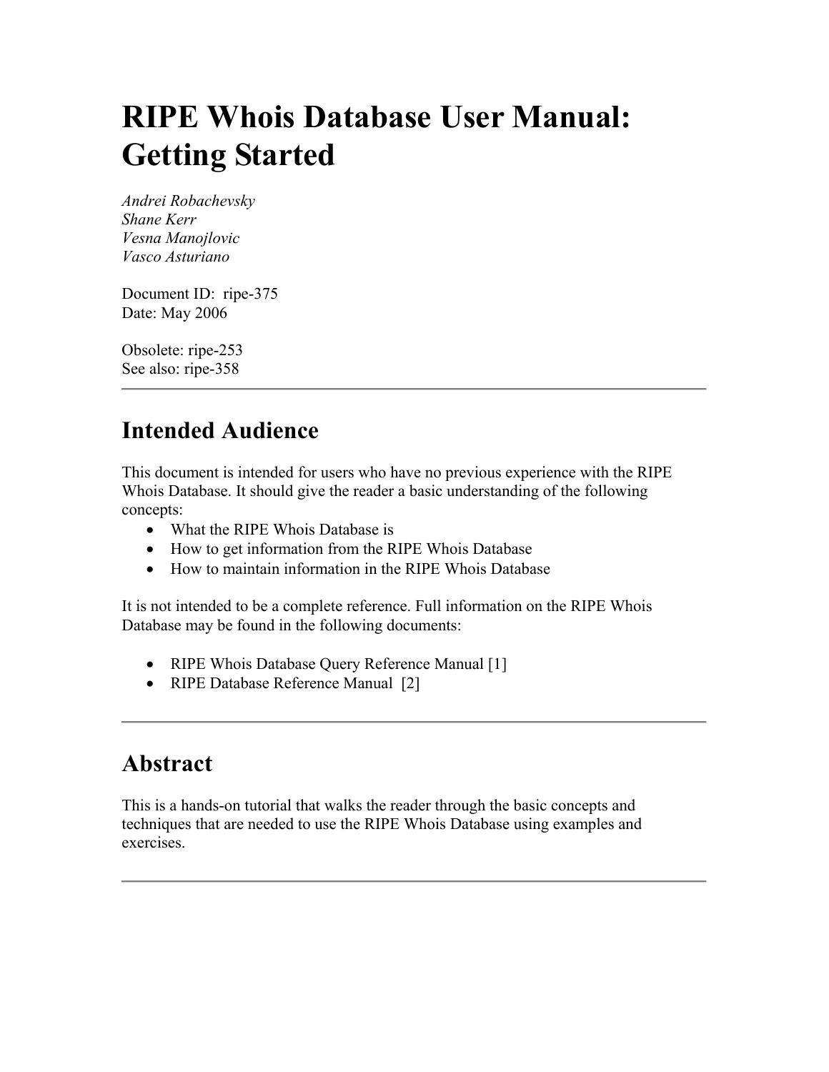# RIPE Whois Database User Manual: Getting Started

*Andrei Robachevsky*
*Shane Kerr*
*Vesna Manojlovic*
*Vasco Asturiano*

Document ID: ripe-375
Date: May 2006

Obsolete: ripe-253
See also: ripe-358

---

## Intended Audience

This document is intended for users who have no previous experience with the RIPE Whois Database. It should give the reader a basic understanding of the following concepts:

- What the RIPE Whois Database is
- How to get information from the RIPE Whois Database
- How to maintain information in the RIPE Whois Database

It is not intended to be a complete reference. Full information on the RIPE Whois Database may be found in the following documents:

- RIPE Whois Database Query Reference Manual [1]
- RIPE Database Reference Manual [2]

---

## Abstract

This is a hands-on tutorial that walks the reader through the basic concepts and techniques that are needed to use the RIPE Whois Database using examples and exercises.

---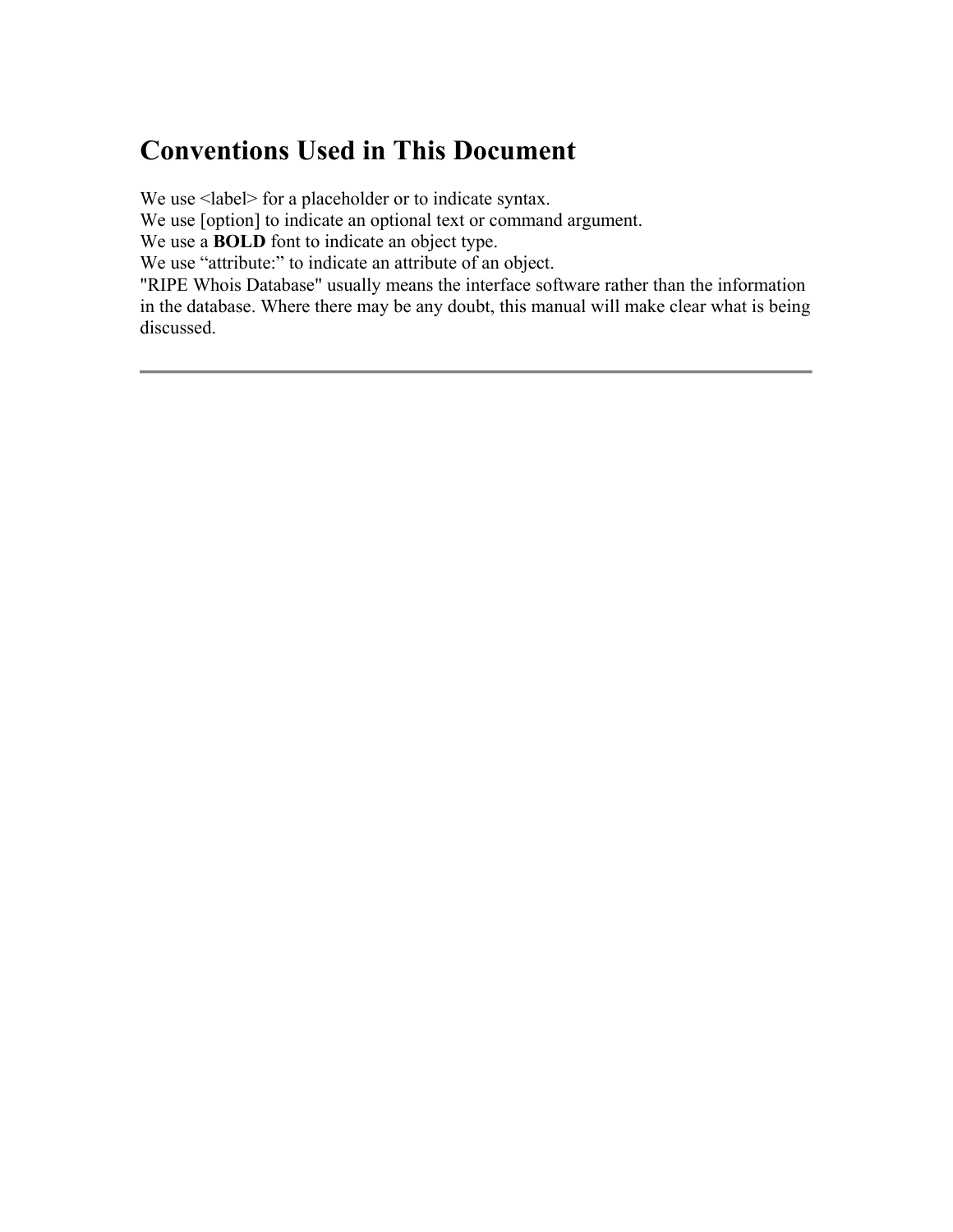# Conventions Used in This Document

We use <label> for a placeholder or to indicate syntax.
We use [option] to indicate an optional text or command argument.
We use a **BOLD** font to indicate an object type.
We use “attribute:” to indicate an attribute of an object.
"RIPE Whois Database" usually means the interface software rather than the information in the database. Where there may be any doubt, this manual will make clear what is being discussed.

---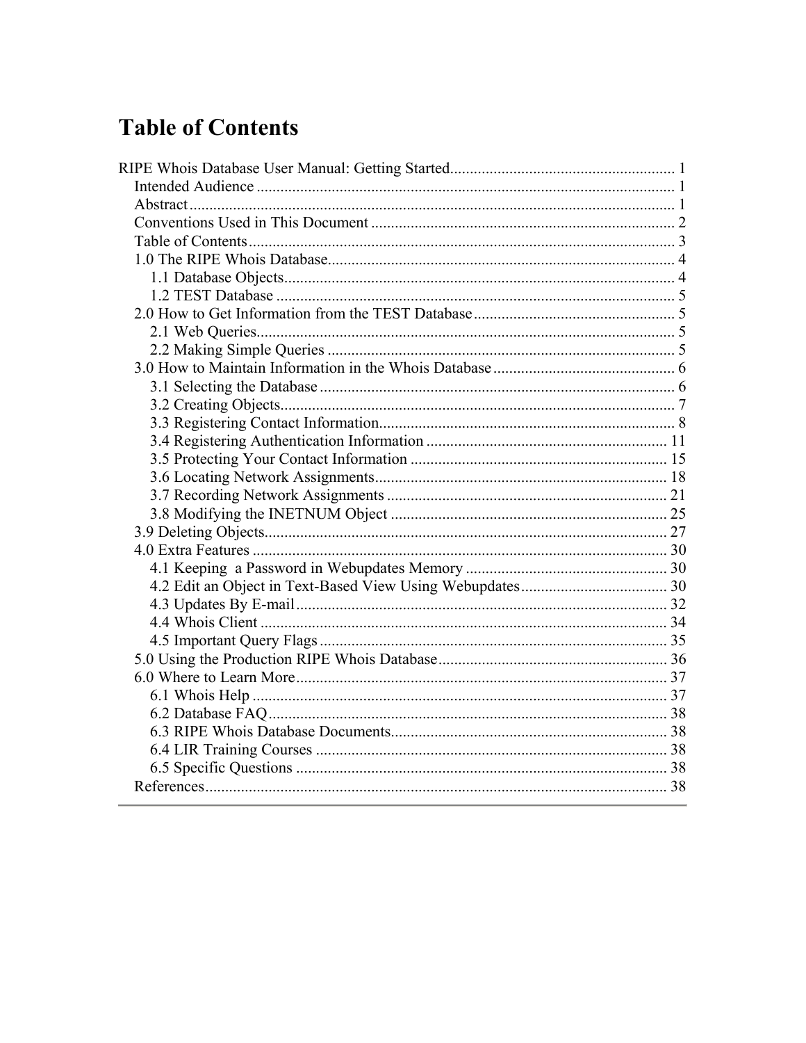# Table of Contents

RIPE Whois Database User Manual: Getting Started ........................................................ 1
- Intended Audience ........................................................................................................ 1
- Abstract ........................................................................................................................ 1
- Conventions Used in This Document ........................................................................... 2
- Table of Contents .......................................................................................................... 3
- 1.0 The RIPE Whois Database ....................................................................................... 4
  - 1.1 Database Objects .................................................................................................. 4
  - 1.2 TEST Database .................................................................................................... 5
- 2.0 How to Get Information from the TEST Database .................................................. 5
  - 2.1 Web Queries ......................................................................................................... 5
  - 2.2 Making Simple Queries ....................................................................................... 5
- 3.0 How to Maintain Information in the Whois Database ............................................. 6
  - 3.1 Selecting the Database ......................................................................................... 6
  - 3.2 Creating Objects ................................................................................................... 7
  - 3.3 Registering Contact Information .......................................................................... 8
  - 3.4 Registering Authentication Information ............................................................ 11
  - 3.5 Protecting Your Contact Information ................................................................ 15
  - 3.6 Locating Network Assignments ......................................................................... 18
  - 3.7 Recording Network Assignments ...................................................................... 21
  - 3.8 Modifying the INETNUM Object ..................................................................... 25
- 3.9 Deleting Objects ..................................................................................................... 27
- 4.0 Extra Features ........................................................................................................ 30
  - 4.1 Keeping a Password in Webupdates Memory ................................................... 30
  - 4.2 Edit an Object in Text-Based View Using Webupdates .................................... 30
  - 4.3 Updates By E-mail ............................................................................................. 32
  - 4.4 Whois Client ...................................................................................................... 34
  - 4.5 Important Query Flags ....................................................................................... 35
- 5.0 Using the Production RIPE Whois Database .......................................................... 36
- 6.0 Where to Learn More ............................................................................................. 37
  - 6.1 Whois Help ........................................................................................................ 37
  - 6.2 Database FAQ .................................................................................................... 38
  - 6.3 RIPE Whois Database Documents ..................................................................... 38
  - 6.4 LIR Training Courses ........................................................................................ 38
  - 6.5 Specific Questions ............................................................................................. 38
- References ................................................................................................................... 38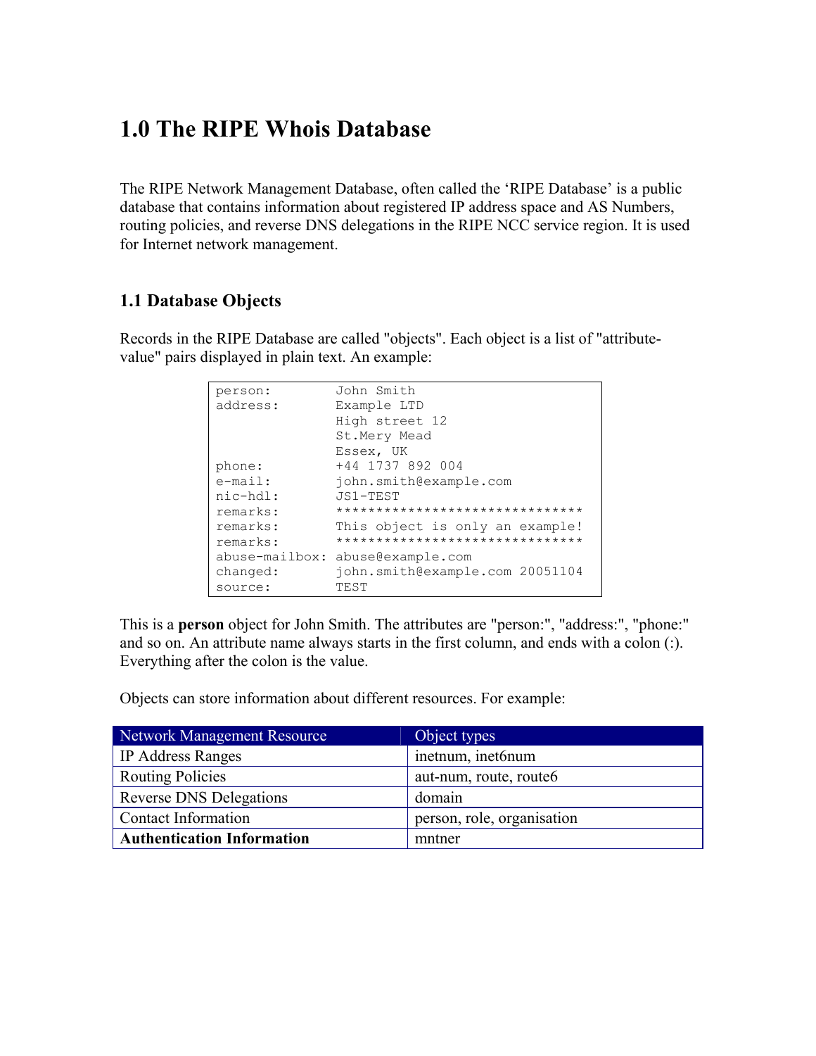# 1.0 The RIPE Whois Database

The RIPE Network Management Database, often called the 'RIPE Database' is a public database that contains information about registered IP address space and AS Numbers, routing policies, and reverse DNS delegations in the RIPE NCC service region. It is used for Internet network management.

## 1.1 Database Objects

Records in the RIPE Database are called "objects". Each object is a list of "attribute-value" pairs displayed in plain text. An example:

```
person:        John Smith
address:       Example LTD
               High street 12
               St.Mery Mead
               Essex, UK
phone:         +44 1737 892 004
e-mail:        john.smith@example.com
nic-hdl:       JS1-TEST
remarks:       *******************************
remarks:       This object is only an example!
remarks:       *******************************
abuse-mailbox: abuse@example.com
changed:       john.smith@example.com 20051104
source:        TEST
```

This is a **person** object for John Smith. The attributes are "person:", "address:", "phone:" and so on. An attribute name always starts in the first column, and ends with a colon (:). Everything after the colon is the value.

Objects can store information about different resources. For example:

| Network Management Resource | Object types |
|---|---|
| IP Address Ranges | inetnum, inet6num |
| Routing Policies | aut-num, route, route6 |
| Reverse DNS Delegations | domain |
| Contact Information | person, role, organisation |
| **Authentication Information** | mntner |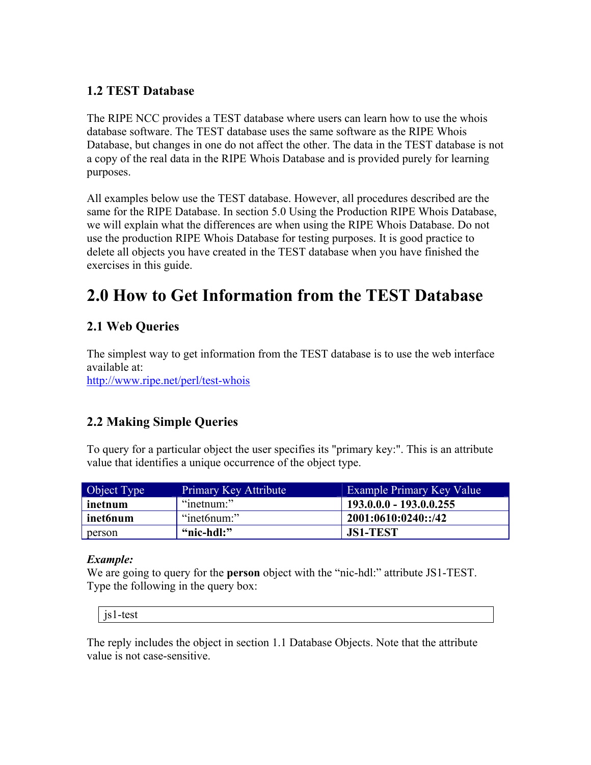### 1.2 TEST Database

The RIPE NCC provides a TEST database where users can learn how to use the whois database software. The TEST database uses the same software as the RIPE Whois Database, but changes in one do not affect the other. The data in the TEST database is not a copy of the real data in the RIPE Whois Database and is provided purely for learning purposes.

All examples below use the TEST database. However, all procedures described are the same for the RIPE Database. In section 5.0 Using the Production RIPE Whois Database, we will explain what the differences are when using the RIPE Whois Database. Do not use the production RIPE Whois Database for testing purposes. It is good practice to delete all objects you have created in the TEST database when you have finished the exercises in this guide.

# 2.0 How to Get Information from the TEST Database

### 2.1 Web Queries

The simplest way to get information from the TEST database is to use the web interface available at:
http://www.ripe.net/perl/test-whois

### 2.2 Making Simple Queries

To query for a particular object the user specifies its "primary key:". This is an attribute value that identifies a unique occurrence of the object type.

| Object Type | Primary Key Attribute | Example Primary Key Value |
|---|---|---|
| **inetnum** | “inetnum:” | **193.0.0.0 - 193.0.0.255** |
| **inet6num** | “inet6num:” | **2001:0610:0240::/42** |
| person | **“nic-hdl:”** | **JS1-TEST** |

***Example:***
We are going to query for the **person** object with the “nic-hdl:” attribute JS1-TEST. Type the following in the query box:

```
js1-test
```

The reply includes the object in section 1.1 Database Objects. Note that the attribute value is not case-sensitive.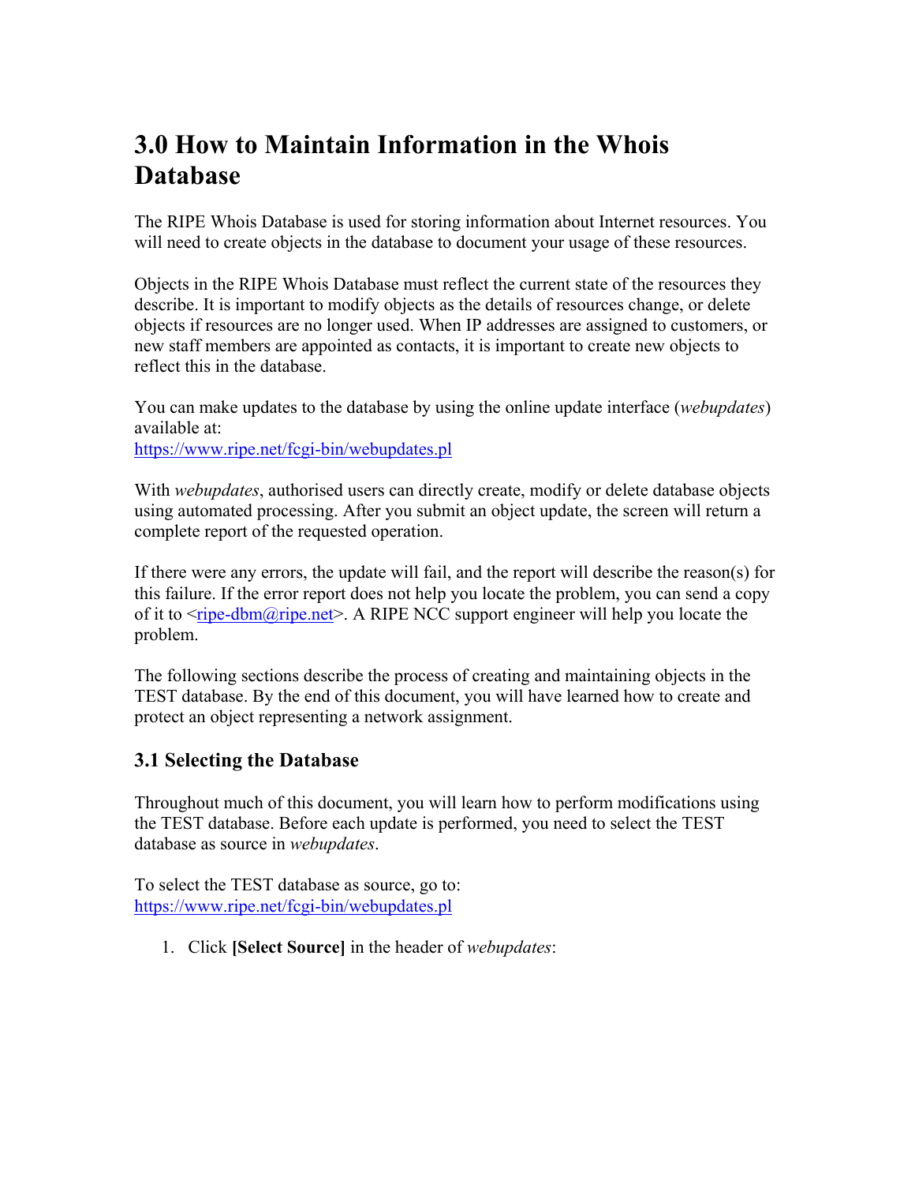# 3.0 How to Maintain Information in the Whois Database

The RIPE Whois Database is used for storing information about Internet resources. You will need to create objects in the database to document your usage of these resources.

Objects in the RIPE Whois Database must reflect the current state of the resources they describe. It is important to modify objects as the details of resources change, or delete objects if resources are no longer used. When IP addresses are assigned to customers, or new staff members are appointed as contacts, it is important to create new objects to reflect this in the database.

You can make updates to the database by using the online update interface (*webupdates*) available at:
https://www.ripe.net/fcgi-bin/webupdates.pl

With *webupdates*, authorised users can directly create, modify or delete database objects using automated processing. After you submit an object update, the screen will return a complete report of the requested operation.

If there were any errors, the update will fail, and the report will describe the reason(s) for this failure. If the error report does not help you locate the problem, you can send a copy of it to <ripe-dbm@ripe.net>. A RIPE NCC support engineer will help you locate the problem.

The following sections describe the process of creating and maintaining objects in the TEST database. By the end of this document, you will have learned how to create and protect an object representing a network assignment.

## 3.1 Selecting the Database

Throughout much of this document, you will learn how to perform modifications using the TEST database. Before each update is performed, you need to select the TEST database as source in *webupdates*.

To select the TEST database as source, go to:
https://www.ripe.net/fcgi-bin/webupdates.pl

1. Click **[Select Source]** in the header of *webupdates*: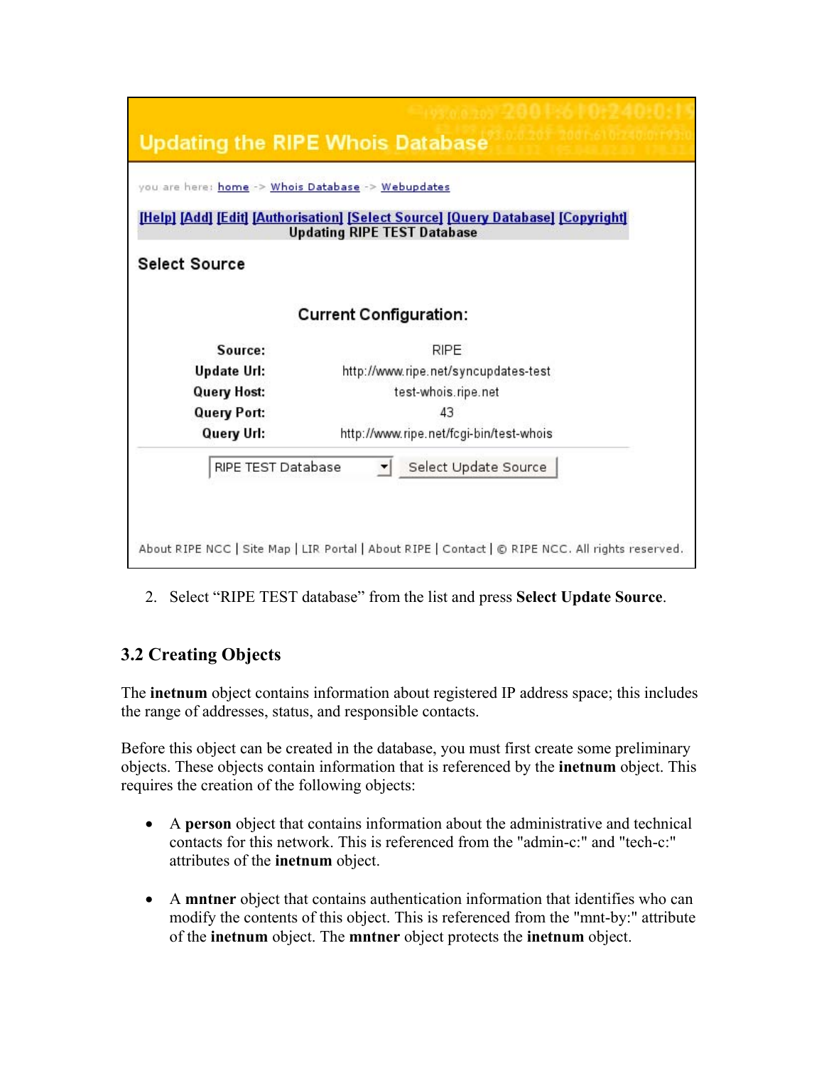Updating the RIPE Whois Database

you are here: home -> Whois Database -> Webupdates

[Help] [Add] [Edit] [Authorisation] [Select Source] [Query Database] [Copyright]
Updating RIPE TEST Database

Select Source

Current Configuration:

| | |
|---|---|
| **Source:** | RIPE |
| **Update Url:** | http://www.ripe.net/syncupdates-test |
| **Query Host:** | test-whois.ripe.net |
| **Query Port:** | 43 |
| **Query Url:** | http://www.ripe.net/fcgi-bin/test-whois |

RIPE TEST Database | Select Update Source

About RIPE NCC | Site Map | LIR Portal | About RIPE | Contact | © RIPE NCC. All rights reserved.

2. Select "RIPE TEST database" from the list and press **Select Update Source**.

## 3.2 Creating Objects

The **inetnum** object contains information about registered IP address space; this includes the range of addresses, status, and responsible contacts.

Before this object can be created in the database, you must first create some preliminary objects. These objects contain information that is referenced by the **inetnum** object. This requires the creation of the following objects:

- A **person** object that contains information about the administrative and technical contacts for this network. This is referenced from the "admin-c:" and "tech-c:" attributes of the **inetnum** object.

- A **mntner** object that contains authentication information that identifies who can modify the contents of this object. This is referenced from the "mnt-by:" attribute of the **inetnum** object. The **mntner** object protects the **inetnum** object.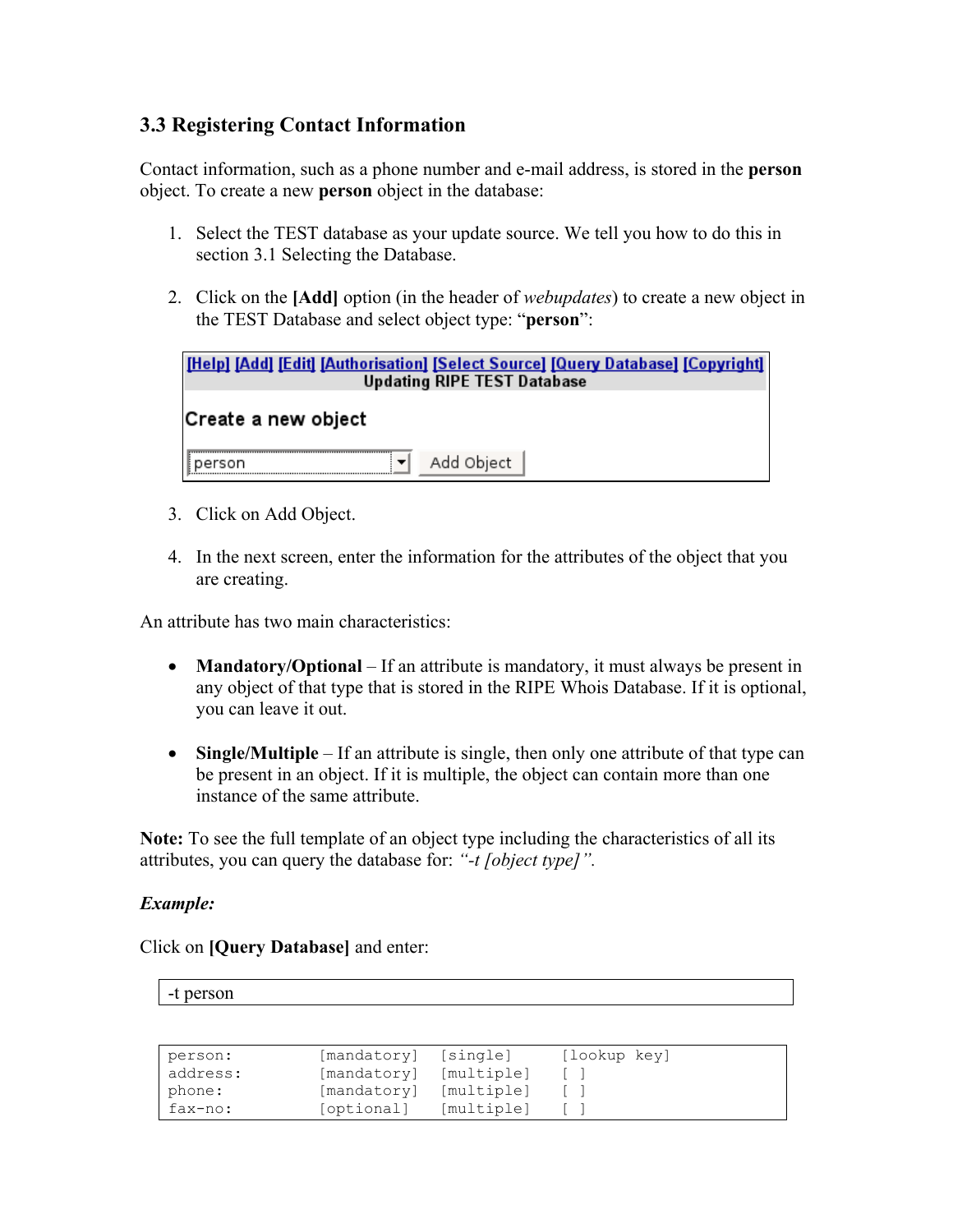### 3.3 Registering Contact Information

Contact information, such as a phone number and e-mail address, is stored in the **person** object. To create a new **person** object in the database:

1. Select the TEST database as your update source. We tell you how to do this in section 3.1 Selecting the Database.

2. Click on the **[Add]** option (in the header of *webupdates*) to create a new object in the TEST Database and select object type: "**person**":

   [Help] [Add] [Edit] [Authorisation] [Select Source] [Query Database] [Copyright]
   **Updating RIPE TEST Database**

   **Create a new object**

   person | Add Object

3. Click on Add Object.

4. In the next screen, enter the information for the attributes of the object that you are creating.

An attribute has two main characteristics:

- **Mandatory/Optional** – If an attribute is mandatory, it must always be present in any object of that type that is stored in the RIPE Whois Database. If it is optional, you can leave it out.

- **Single/Multiple** – If an attribute is single, then only one attribute of that type can be present in an object. If it is multiple, the object can contain more than one instance of the same attribute.

**Note:** To see the full template of an object type including the characteristics of all its attributes, you can query the database for: *"-t [object type]"*.

***Example:***

Click on **[Query Database]** and enter:

```
-t person
```

```
person:           [mandatory]  [single]     [lookup key]
address:          [mandatory]  [multiple]   [ ]
phone:            [mandatory]  [multiple]   [ ]
fax-no:           [optional]   [multiple]   [ ]
```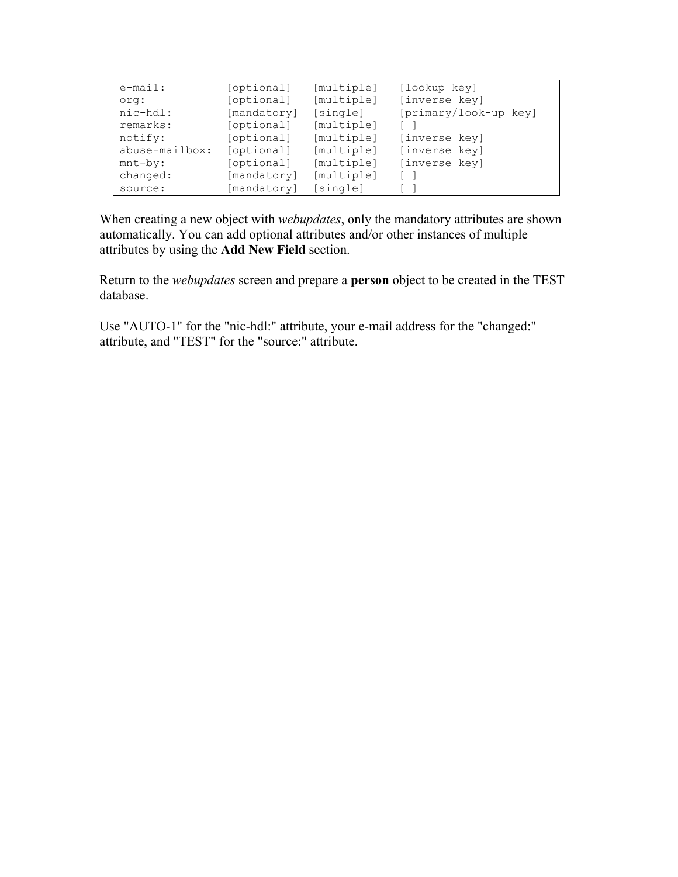```
e-mail:          [optional]   [multiple]   [lookup key]
org:             [optional]   [multiple]   [inverse key]
nic-hdl:         [mandatory]  [single]     [primary/look-up key]
remarks:         [optional]   [multiple]   [ ]
notify:          [optional]   [multiple]   [inverse key]
abuse-mailbox:   [optional]   [multiple]   [inverse key]
mnt-by:          [optional]   [multiple]   [inverse key]
changed:         [mandatory]  [multiple]   [ ]
source:          [mandatory]  [single]     [ ]
```

When creating a new object with *webupdates*, only the mandatory attributes are shown automatically. You can add optional attributes and/or other instances of multiple attributes by using the **Add New Field** section.

Return to the *webupdates* screen and prepare a **person** object to be created in the TEST database.

Use "AUTO-1" for the "nic-hdl:" attribute, your e-mail address for the "changed:" attribute, and "TEST" for the "source:" attribute.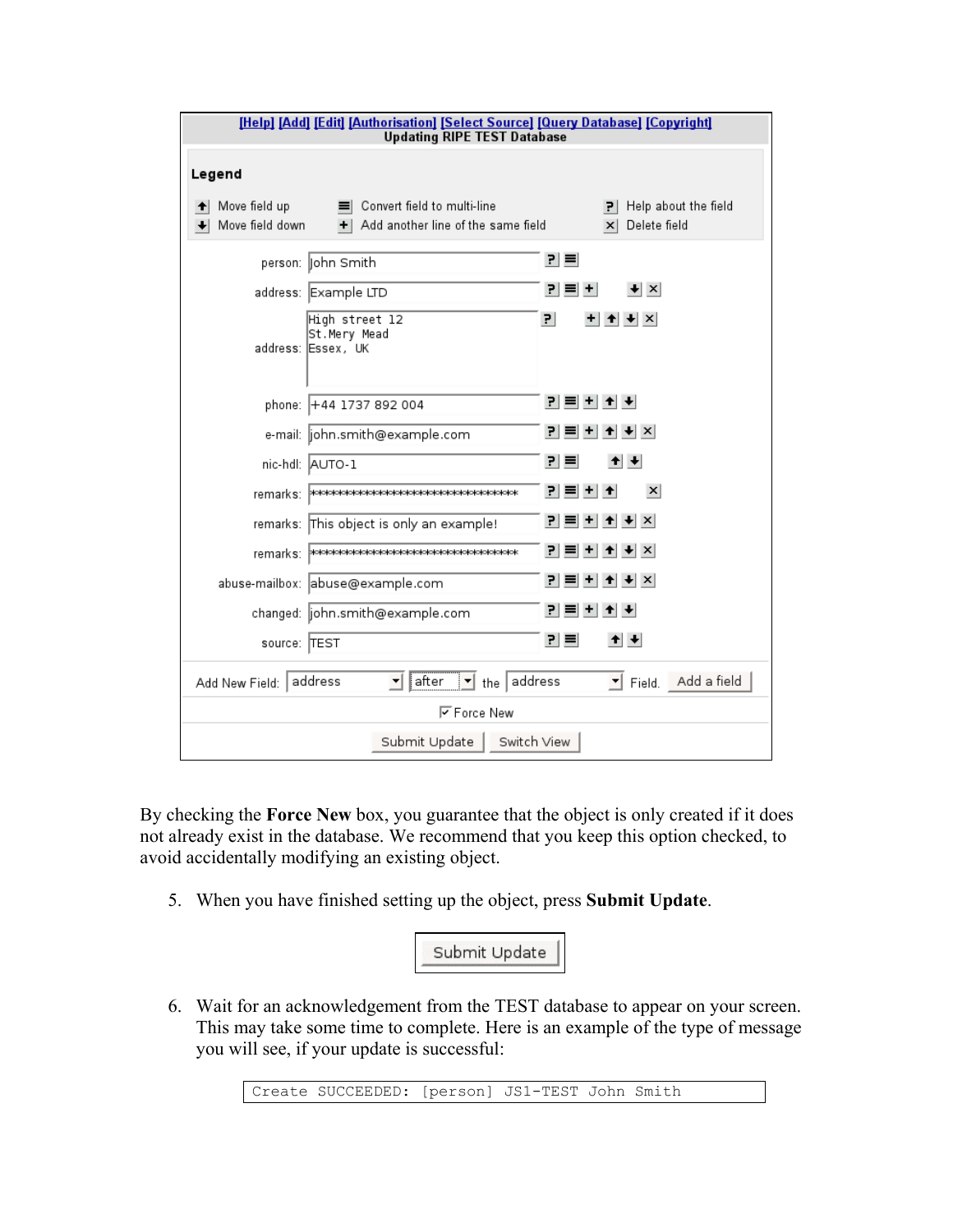[Help] [Add] [Edit] [Authorisation] [Select Source] [Query Database] [Copyright]
Updating RIPE TEST Database

Legend

Move field up | Convert field to multi-line | Help about the field
Move field down | Add another line of the same field | Delete field

person: John Smith
address: Example LTD
address: High street 12
St.Mery Mead
Essex, UK
phone: +44 1737 892 004
e-mail: john.smith@example.com
nic-hdl: AUTO-1
remarks: ********************************
remarks: This object is only an example!
remarks: ********************************
abuse-mailbox: abuse@example.com
changed: john.smith@example.com
source: TEST

Add New Field: address after the address Field. Add a field

Force New

Submit Update Switch View

By checking the **Force New** box, you guarantee that the object is only created if it does not already exist in the database. We recommend that you keep this option checked, to avoid accidentally modifying an existing object.

5. When you have finished setting up the object, press **Submit Update**.

Submit Update

6. Wait for an acknowledgement from the TEST database to appear on your screen. This may take some time to complete. Here is an example of the type of message you will see, if your update is successful:

```
Create SUCCEEDED: [person] JS1-TEST John Smith
```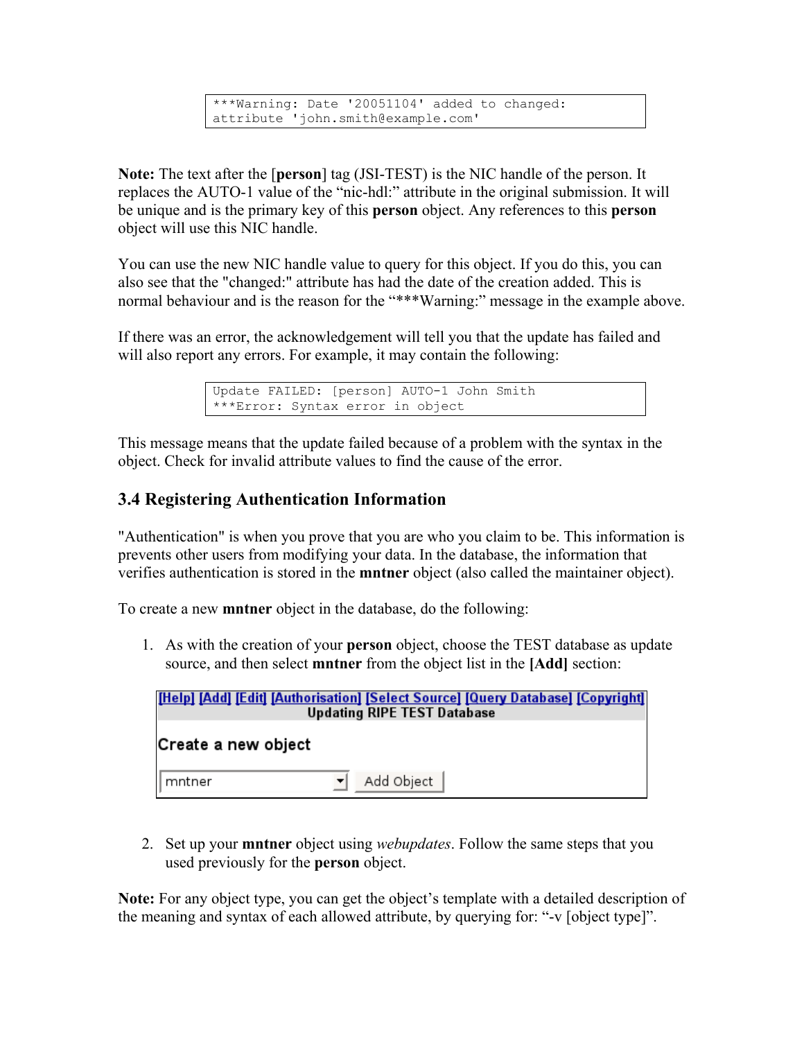```
***Warning: Date '20051104' added to changed:
attribute 'john.smith@example.com'
```

**Note:** The text after the [**person**] tag (JSI-TEST) is the NIC handle of the person. It replaces the AUTO-1 value of the "nic-hdl:" attribute in the original submission. It will be unique and is the primary key of this **person** object. Any references to this **person** object will use this NIC handle.

You can use the new NIC handle value to query for this object. If you do this, you can also see that the "changed:" attribute has had the date of the creation added. This is normal behaviour and is the reason for the "***Warning:" message in the example above.

If there was an error, the acknowledgement will tell you that the update has failed and will also report any errors. For example, it may contain the following:

```
Update FAILED: [person] AUTO-1 John Smith
***Error: Syntax error in object
```

This message means that the update failed because of a problem with the syntax in the object. Check for invalid attribute values to find the cause of the error.

## 3.4 Registering Authentication Information

"Authentication" is when you prove that you are who you claim to be. This information is prevents other users from modifying your data. In the database, the information that verifies authentication is stored in the **mntner** object (also called the maintainer object).

To create a new **mntner** object in the database, do the following:

1. As with the creation of your **person** object, choose the TEST database as update source, and then select **mntner** from the object list in the **[Add]** section:

   [Help] [Add] [Edit] [Authorisation] [Select Source] [Query Database] [Copyright]
   **Updating RIPE TEST Database**

   **Create a new object**

   mntner | Add Object

2. Set up your **mntner** object using *webupdates*. Follow the same steps that you used previously for the **person** object.

**Note:** For any object type, you can get the object's template with a detailed description of the meaning and syntax of each allowed attribute, by querying for: "-v [object type]".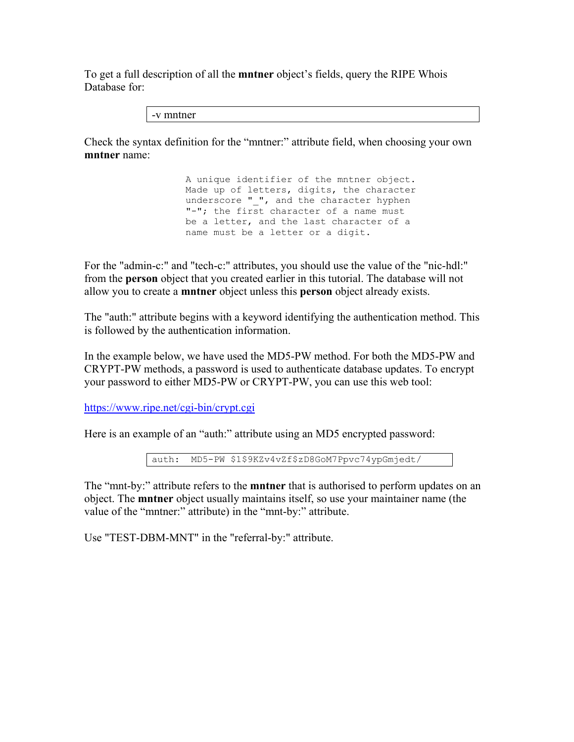To get a full description of all the **mntner** object's fields, query the RIPE Whois Database for:

```
-v mntner
```

Check the syntax definition for the "mntner:" attribute field, when choosing your own **mntner** name:

```
A unique identifier of the mntner object.
Made up of letters, digits, the character
underscore "_", and the character hyphen
"-"; the first character of a name must
be a letter, and the last character of a
name must be a letter or a digit.
```

For the "admin-c:" and "tech-c:" attributes, you should use the value of the "nic-hdl:" from the **person** object that you created earlier in this tutorial. The database will not allow you to create a **mntner** object unless this **person** object already exists.

The "auth:" attribute begins with a keyword identifying the authentication method. This is followed by the authentication information.

In the example below, we have used the MD5-PW method. For both the MD5-PW and CRYPT-PW methods, a password is used to authenticate database updates. To encrypt your password to either MD5-PW or CRYPT-PW, you can use this web tool:

https://www.ripe.net/cgi-bin/crypt.cgi

Here is an example of an "auth:" attribute using an MD5 encrypted password:

```
auth:  MD5-PW $1$9KZv4vZf$zD8GoM7Ppvc74ypGmjedt/
```

The "mnt-by:" attribute refers to the **mntner** that is authorised to perform updates on an object. The **mntner** object usually maintains itself, so use your maintainer name (the value of the "mntner:" attribute) in the "mnt-by:" attribute.

Use "TEST-DBM-MNT" in the "referral-by:" attribute.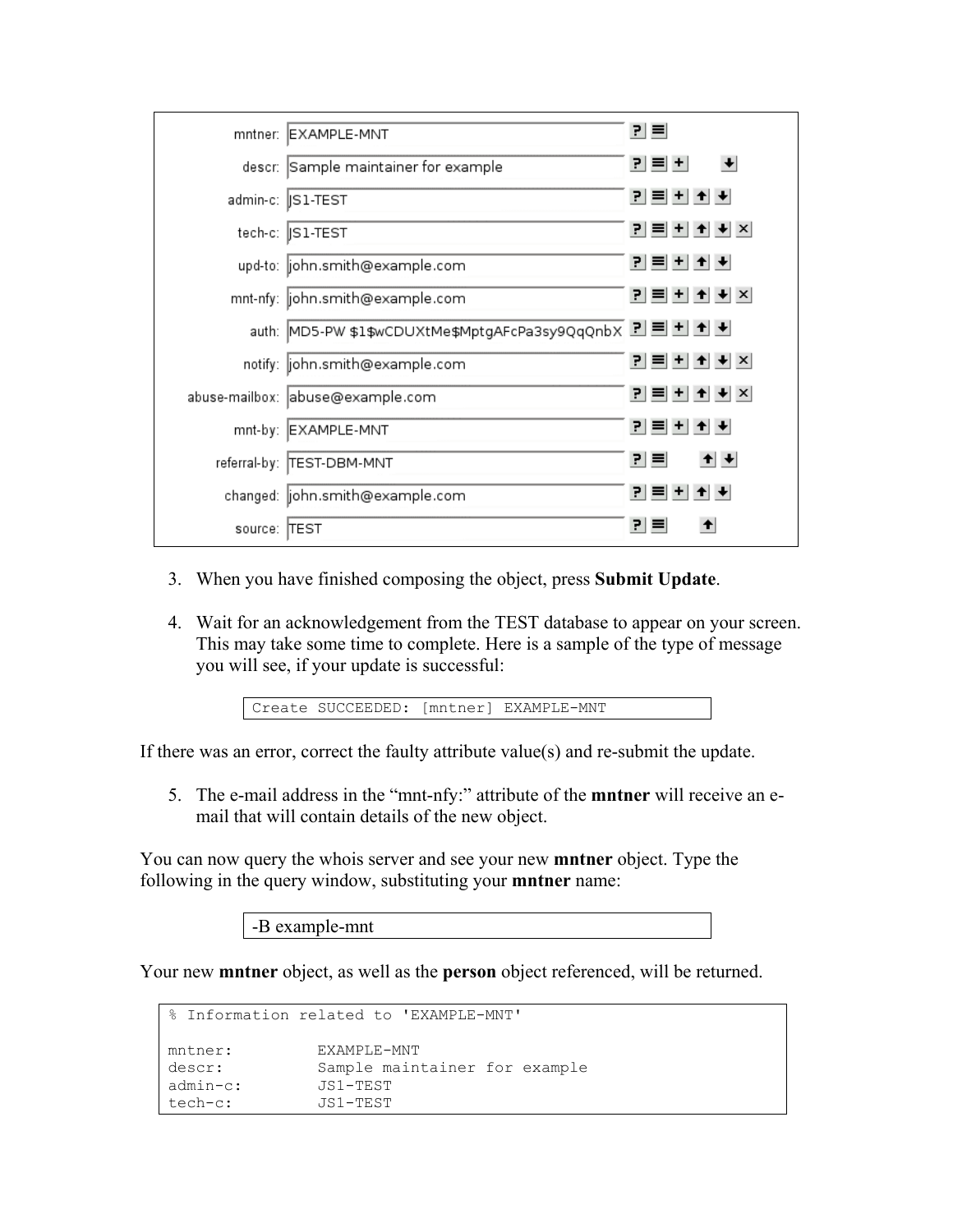| | |
|---|---|
| mntner: | EXAMPLE-MNT |
| descr: | Sample maintainer for example |
| admin-c: | JS1-TEST |
| tech-c: | JS1-TEST |
| upd-to: | john.smith@example.com |
| mnt-nfy: | john.smith@example.com |
| auth: | MD5-PW $1$wCDUXtMe$MptgAFcPa3sy9QqQnbX |
| notify: | john.smith@example.com |
| abuse-mailbox: | abuse@example.com |
| mnt-by: | EXAMPLE-MNT |
| referral-by: | TEST-DBM-MNT |
| changed: | john.smith@example.com |
| source: | TEST |

3. When you have finished composing the object, press **Submit Update**.

4. Wait for an acknowledgement from the TEST database to appear on your screen. This may take some time to complete. Here is a sample of the type of message you will see, if your update is successful:

```
Create SUCCEEDED: [mntner] EXAMPLE-MNT
```

If there was an error, correct the faulty attribute value(s) and re-submit the update.

5. The e-mail address in the "mnt-nfy:" attribute of the **mntner** will receive an e-mail that will contain details of the new object.

You can now query the whois server and see your new **mntner** object. Type the following in the query window, substituting your **mntner** name:

```
-B example-mnt
```

Your new **mntner** object, as well as the **person** object referenced, will be returned.

```
% Information related to 'EXAMPLE-MNT'

mntner:         EXAMPLE-MNT
descr:          Sample maintainer for example
admin-c:        JS1-TEST
tech-c:         JS1-TEST
```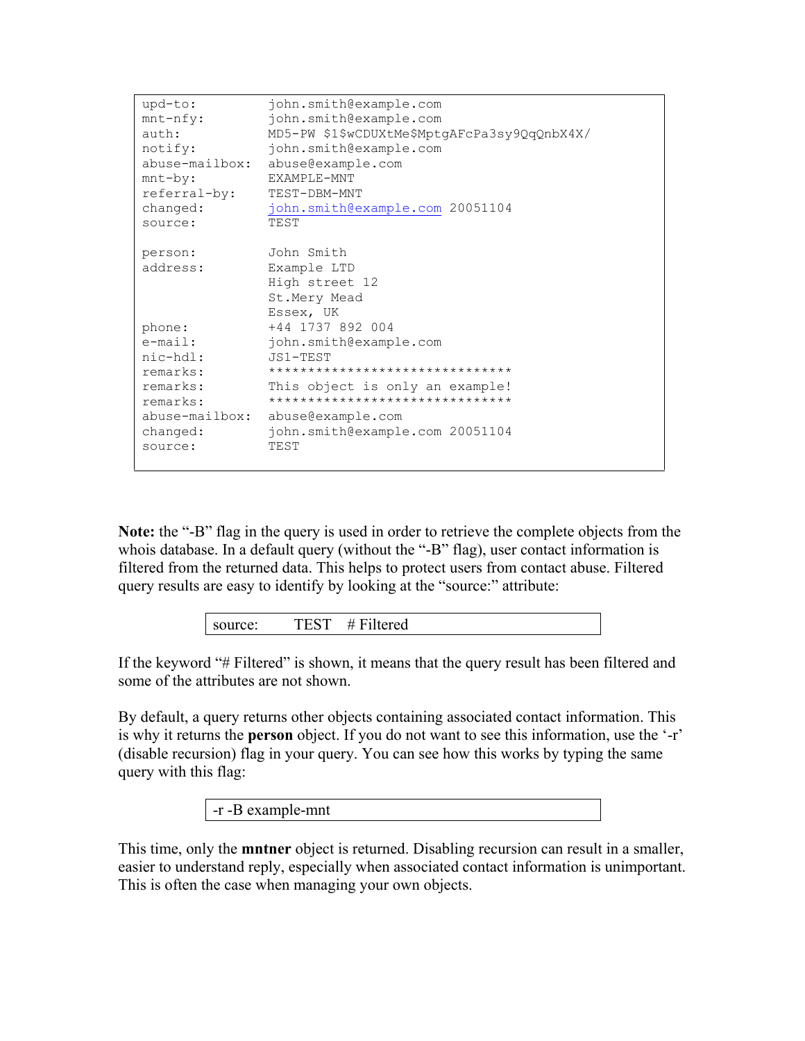```
upd-to:          john.smith@example.com
mnt-nfy:         john.smith@example.com
auth:            MD5-PW $1$wCDUXtMe$MptgAFcPa3sy9QqQnbX4X/
notify:          john.smith@example.com
abuse-mailbox:   abuse@example.com
mnt-by:          EXAMPLE-MNT
referral-by:     TEST-DBM-MNT
changed:         john.smith@example.com 20051104
source:          TEST

person:          John Smith
address:         Example LTD
                 High street 12
                 St.Mery Mead
                 Essex, UK
phone:           +44 1737 892 004
e-mail:          john.smith@example.com
nic-hdl:         JS1-TEST
remarks:         *******************************
remarks:         This object is only an example!
remarks:         *******************************
abuse-mailbox:   abuse@example.com
changed:         john.smith@example.com 20051104
source:          TEST
```

**Note:** the "-B" flag in the query is used in order to retrieve the complete objects from the whois database. In a default query (without the "-B" flag), user contact information is filtered from the returned data. This helps to protect users from contact abuse. Filtered query results are easy to identify by looking at the "source:" attribute:

```
source:     TEST    # Filtered
```

If the keyword "# Filtered" is shown, it means that the query result has been filtered and some of the attributes are not shown.

By default, a query returns other objects containing associated contact information. This is why it returns the **person** object. If you do not want to see this information, use the '-r' (disable recursion) flag in your query. You can see how this works by typing the same query with this flag:

```
-r -B example-mnt
```

This time, only the **mntner** object is returned. Disabling recursion can result in a smaller, easier to understand reply, especially when associated contact information is unimportant. This is often the case when managing your own objects.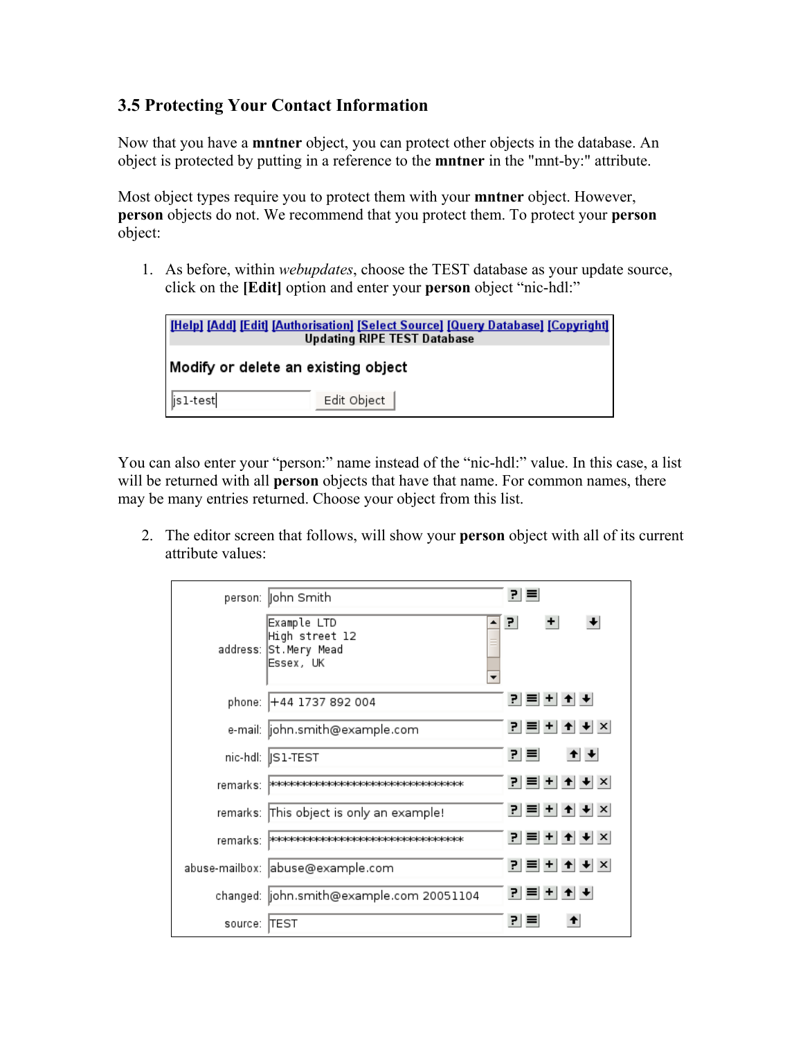### 3.5 Protecting Your Contact Information

Now that you have a **mntner** object, you can protect other objects in the database. An object is protected by putting in a reference to the **mntner** in the "mnt-by:" attribute.

Most object types require you to protect them with your **mntner** object. However, **person** objects do not. We recommend that you protect them. To protect your **person** object:

1. As before, within *webupdates*, choose the TEST database as your update source, click on the **[Edit]** option and enter your **person** object "nic-hdl:"

[Help] [Add] [Edit] [Authorisation] [Select Source] [Query Database] [Copyright]
Updating RIPE TEST Database

Modify or delete an existing object

js1-test | Edit Object

You can also enter your "person:" name instead of the "nic-hdl:" value. In this case, a list will be returned with all **person** objects that have that name. For common names, there may be many entries returned. Choose your object from this list.

2. The editor screen that follows, will show your **person** object with all of its current attribute values:

```
person:        John Smith
address:       Example LTD
               High street 12
               St.Mery Mead
               Essex, UK
phone:         +44 1737 892 004
e-mail:        john.smith@example.com
nic-hdl:       JS1-TEST
remarks:       ********************************
remarks:       This object is only an example!
remarks:       ********************************
abuse-mailbox: abuse@example.com
changed:       john.smith@example.com 20051104
source:        TEST
```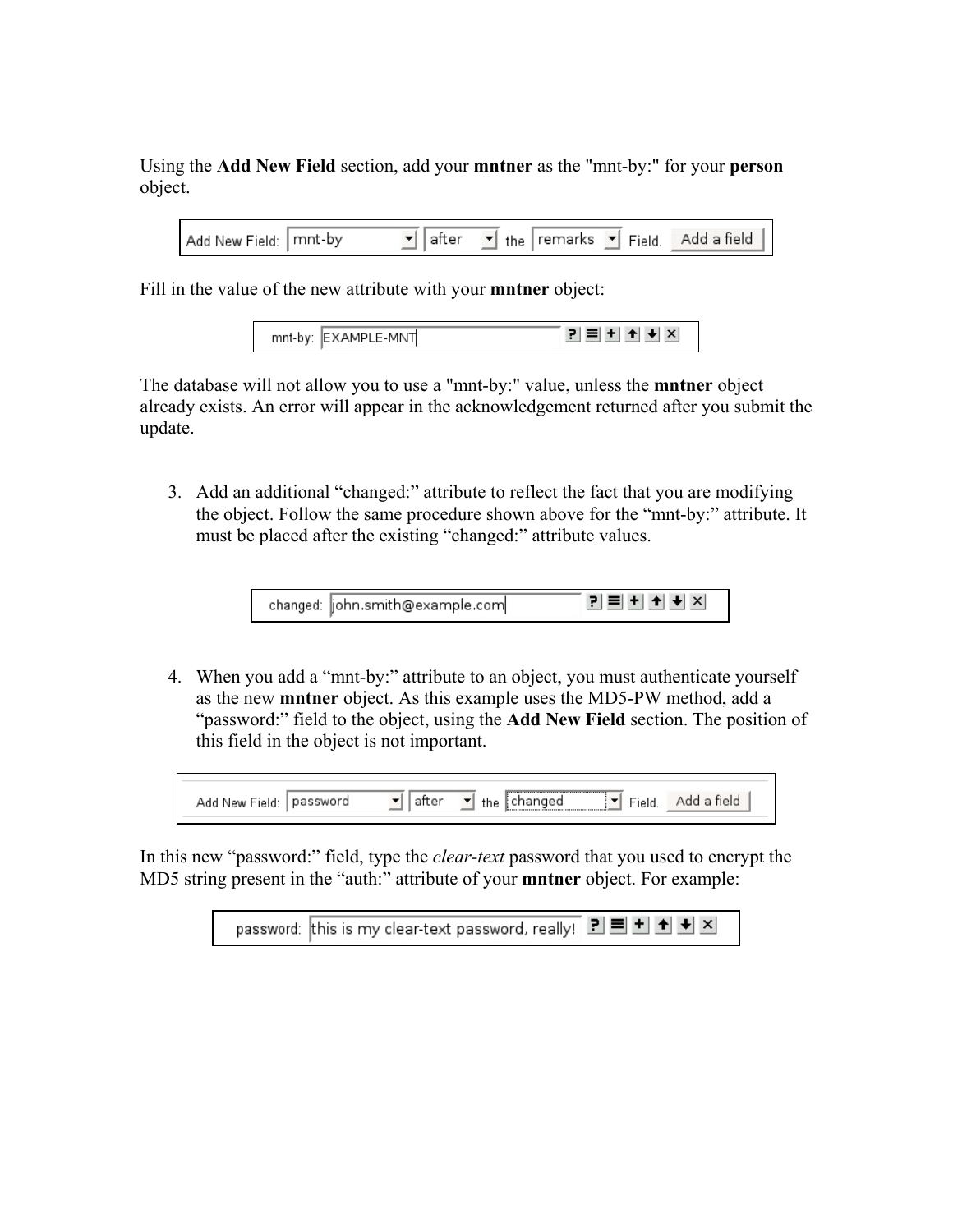Using the **Add New Field** section, add your **mntner** as the "mnt-by:" for your **person** object.

Add New Field: mnt-by | after | the remarks | Field. Add a field

Fill in the value of the new attribute with your **mntner** object:

mnt-by: EXAMPLE-MNT

The database will not allow you to use a "mnt-by:" value, unless the **mntner** object already exists. An error will appear in the acknowledgement returned after you submit the update.

3. Add an additional "changed:" attribute to reflect the fact that you are modifying the object. Follow the same procedure shown above for the "mnt-by:" attribute. It must be placed after the existing "changed:" attribute values.

changed: john.smith@example.com

4. When you add a "mnt-by:" attribute to an object, you must authenticate yourself as the new **mntner** object. As this example uses the MD5-PW method, add a "password:" field to the object, using the **Add New Field** section. The position of this field in the object is not important.

Add New Field: password | after | the changed | Field. Add a field

In this new "password:" field, type the *clear-text* password that you used to encrypt the MD5 string present in the "auth:" attribute of your **mntner** object. For example:

password: this is my clear-text password, really!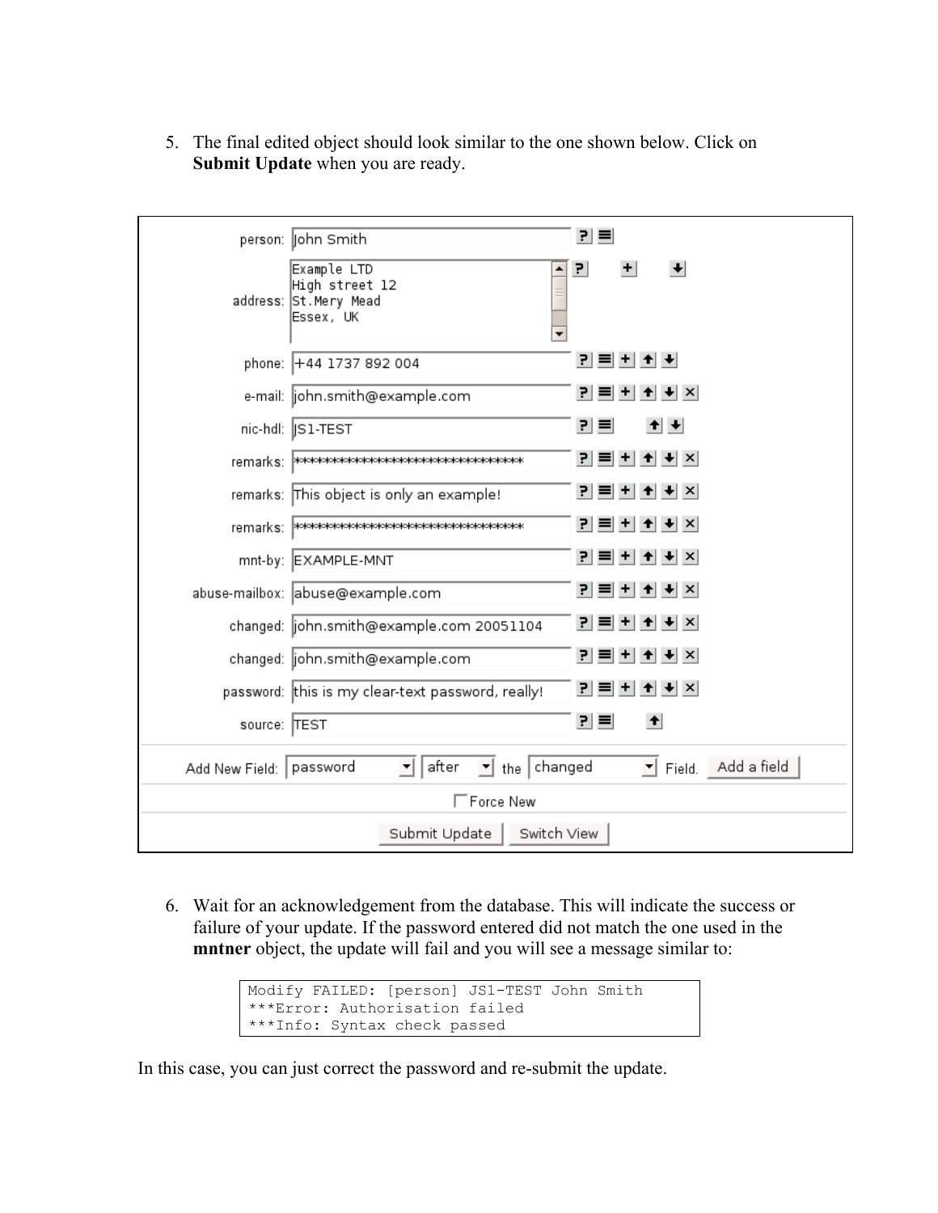5. The final edited object should look similar to the one shown below. Click on **Submit Update** when you are ready.

| | |
|---|---|
| person: | John Smith |
| address: | Example LTD<br>High street 12<br>St.Mery Mead<br>Essex, UK |
| phone: | +44 1737 892 004 |
| e-mail: | john.smith@example.com |
| nic-hdl: | JS1-TEST |
| remarks: | ******************************** |
| remarks: | This object is only an example! |
| remarks: | ******************************** |
| mnt-by: | EXAMPLE-MNT |
| abuse-mailbox: | abuse@example.com |
| changed: | john.smith@example.com 20051104 |
| changed: | john.smith@example.com |
| password: | this is my clear-text password, really! |
| source: | TEST |

Add New Field: password after the changed Field. Add a field

Force New

Submit Update Switch View

6. Wait for an acknowledgement from the database. This will indicate the success or failure of your update. If the password entered did not match the one used in the **mntner** object, the update will fail and you will see a message similar to:

```
Modify FAILED: [person] JS1-TEST John Smith
***Error: Authorisation failed
***Info: Syntax check passed
```

In this case, you can just correct the password and re-submit the update.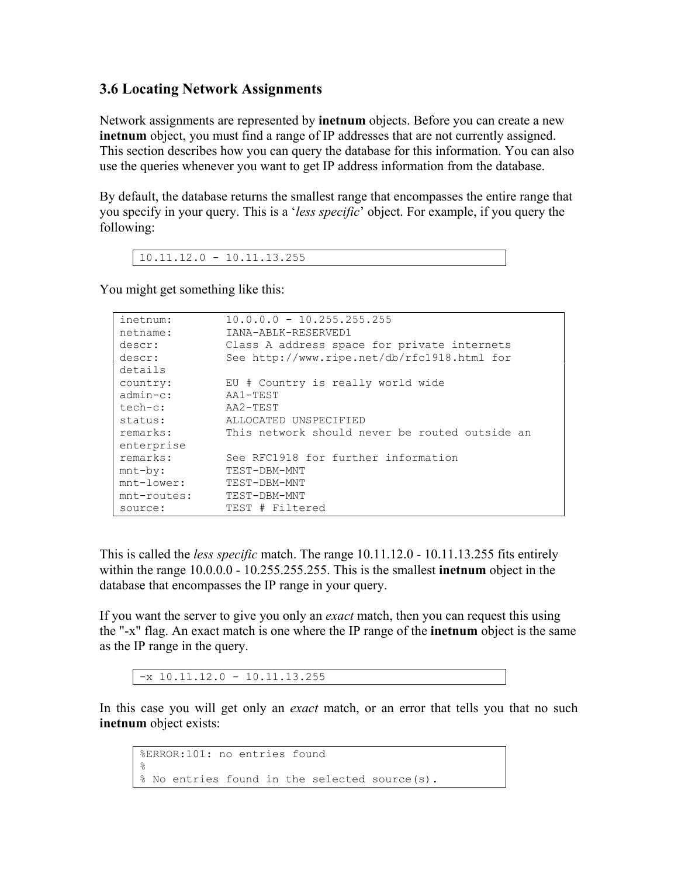### 3.6 Locating Network Assignments

Network assignments are represented by **inetnum** objects. Before you can create a new **inetnum** object, you must find a range of IP addresses that are not currently assigned. This section describes how you can query the database for this information. You can also use the queries whenever you want to get IP address information from the database.

By default, the database returns the smallest range that encompasses the entire range that you specify in your query. This is a '*less specific*' object. For example, if you query the following:

```
10.11.12.0 - 10.11.13.255
```

You might get something like this:

```
inetnum:        10.0.0.0 - 10.255.255.255
netname:        IANA-ABLK-RESERVED1
descr:          Class A address space for private internets
descr:          See http://www.ripe.net/db/rfc1918.html for
details
country:        EU # Country is really world wide
admin-c:        AA1-TEST
tech-c:         AA2-TEST
status:         ALLOCATED UNSPECIFIED
remarks:        This network should never be routed outside an
enterprise
remarks:        See RFC1918 for further information
mnt-by:         TEST-DBM-MNT
mnt-lower:      TEST-DBM-MNT
mnt-routes:     TEST-DBM-MNT
source:         TEST # Filtered
```

This is called the *less specific* match. The range 10.11.12.0 - 10.11.13.255 fits entirely within the range 10.0.0.0 - 10.255.255.255. This is the smallest **inetnum** object in the database that encompasses the IP range in your query.

If you want the server to give you only an *exact* match, then you can request this using the "-x" flag. An exact match is one where the IP range of the **inetnum** object is the same as the IP range in the query.

```
-x 10.11.12.0 - 10.11.13.255
```

In this case you will get only an *exact* match, or an error that tells you that no such **inetnum** object exists:

```
%ERROR:101: no entries found
%
% No entries found in the selected source(s).
```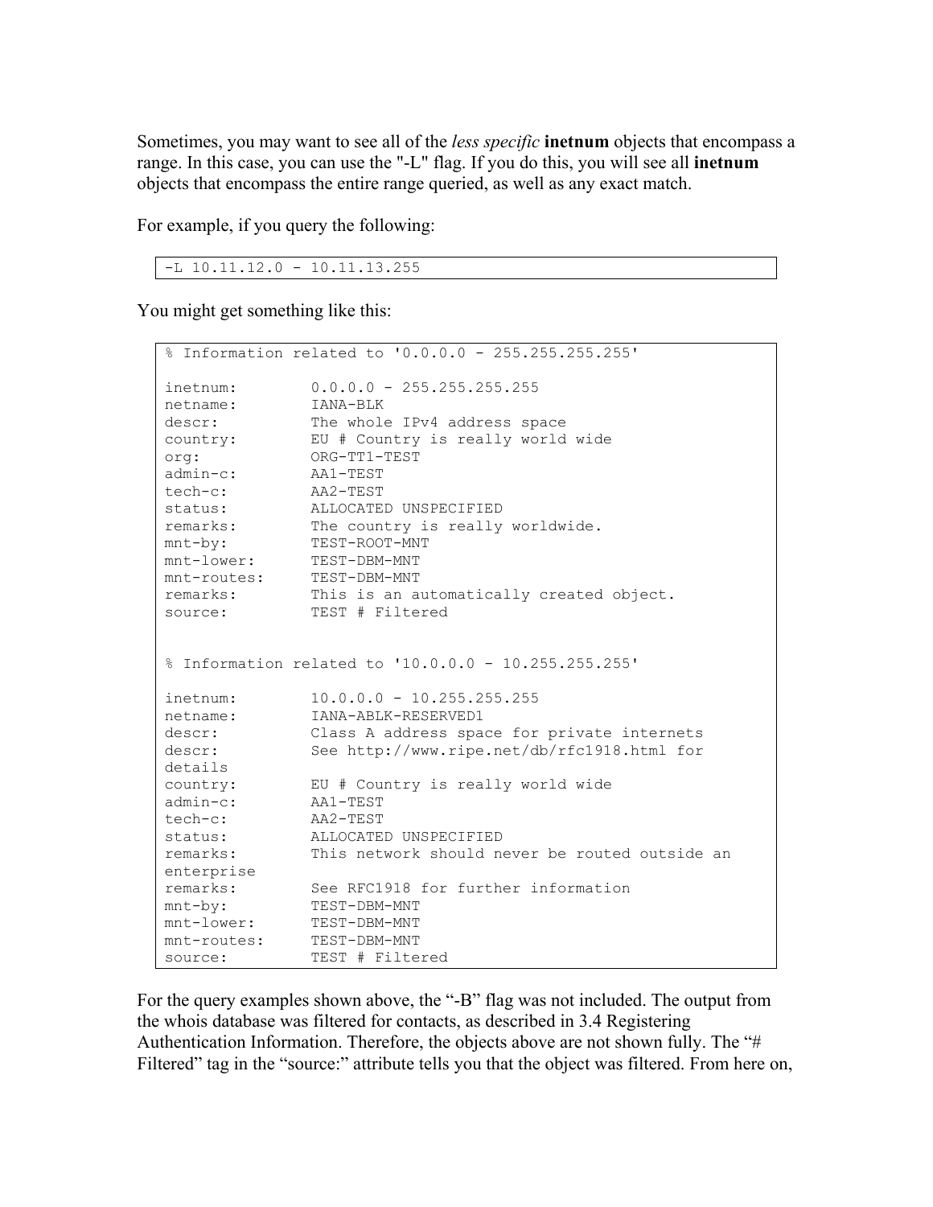Sometimes, you may want to see all of the *less specific* **inetnum** objects that encompass a range. In this case, you can use the "-L" flag. If you do this, you will see all **inetnum** objects that encompass the entire range queried, as well as any exact match.

For example, if you query the following:

```
-L 10.11.12.0 - 10.11.13.255
```

You might get something like this:

```
% Information related to '0.0.0.0 - 255.255.255.255'

inetnum:        0.0.0.0 - 255.255.255.255
netname:        IANA-BLK
descr:          The whole IPv4 address space
country:        EU # Country is really world wide
org:            ORG-TT1-TEST
admin-c:        AA1-TEST
tech-c:         AA2-TEST
status:         ALLOCATED UNSPECIFIED
remarks:        The country is really worldwide.
mnt-by:         TEST-ROOT-MNT
mnt-lower:      TEST-DBM-MNT
mnt-routes:     TEST-DBM-MNT
remarks:        This is an automatically created object.
source:         TEST # Filtered


% Information related to '10.0.0.0 - 10.255.255.255'

inetnum:        10.0.0.0 - 10.255.255.255
netname:        IANA-ABLK-RESERVED1
descr:          Class A address space for private internets
descr:          See http://www.ripe.net/db/rfc1918.html for
details
country:        EU # Country is really world wide
admin-c:        AA1-TEST
tech-c:         AA2-TEST
status:         ALLOCATED UNSPECIFIED
remarks:        This network should never be routed outside an
enterprise
remarks:        See RFC1918 for further information
mnt-by:         TEST-DBM-MNT
mnt-lower:      TEST-DBM-MNT
mnt-routes:     TEST-DBM-MNT
source:         TEST # Filtered
```

For the query examples shown above, the "-B" flag was not included. The output from the whois database was filtered for contacts, as described in 3.4 Registering Authentication Information. Therefore, the objects above are not shown fully. The "# Filtered" tag in the "source:" attribute tells you that the object was filtered. From here on,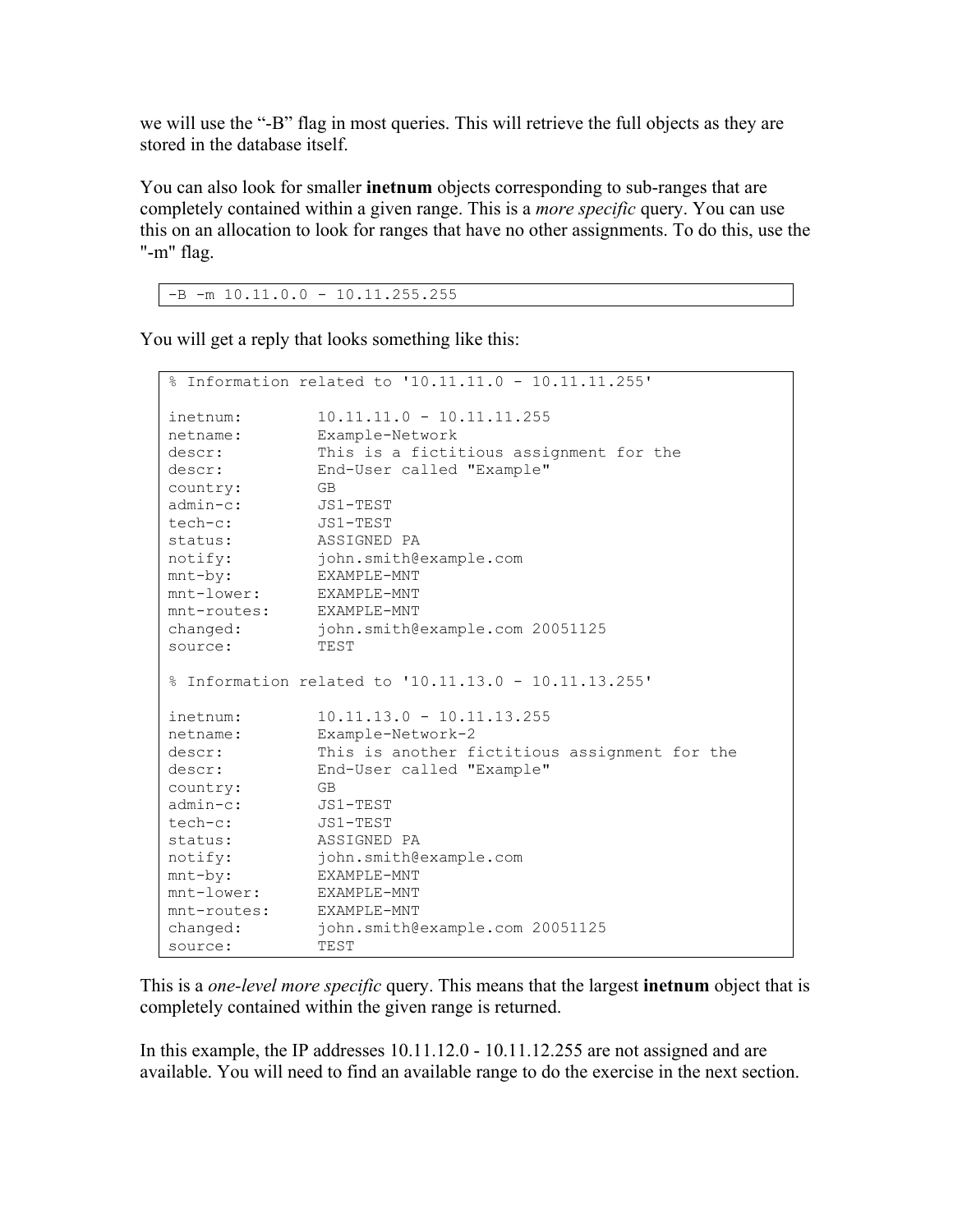we will use the "-B" flag in most queries. This will retrieve the full objects as they are stored in the database itself.

You can also look for smaller **inetnum** objects corresponding to sub-ranges that are completely contained within a given range. This is a *more specific* query. You can use this on an allocation to look for ranges that have no other assignments. To do this, use the "-m" flag.

```
-B -m 10.11.0.0 - 10.11.255.255
```

You will get a reply that looks something like this:

```
% Information related to '10.11.11.0 - 10.11.11.255'

inetnum:        10.11.11.0 - 10.11.11.255
netname:        Example-Network
descr:          This is a fictitious assignment for the
descr:          End-User called "Example"
country:        GB
admin-c:        JS1-TEST
tech-c:         JS1-TEST
status:         ASSIGNED PA
notify:         john.smith@example.com
mnt-by:         EXAMPLE-MNT
mnt-lower:      EXAMPLE-MNT
mnt-routes:     EXAMPLE-MNT
changed:        john.smith@example.com 20051125
source:         TEST

% Information related to '10.11.13.0 - 10.11.13.255'

inetnum:        10.11.13.0 - 10.11.13.255
netname:        Example-Network-2
descr:          This is another fictitious assignment for the
descr:          End-User called "Example"
country:        GB
admin-c:        JS1-TEST
tech-c:         JS1-TEST
status:         ASSIGNED PA
notify:         john.smith@example.com
mnt-by:         EXAMPLE-MNT
mnt-lower:      EXAMPLE-MNT
mnt-routes:     EXAMPLE-MNT
changed:        john.smith@example.com 20051125
source:         TEST
```

This is a *one-level more specific* query. This means that the largest **inetnum** object that is completely contained within the given range is returned.

In this example, the IP addresses 10.11.12.0 - 10.11.12.255 are not assigned and are available. You will need to find an available range to do the exercise in the next section.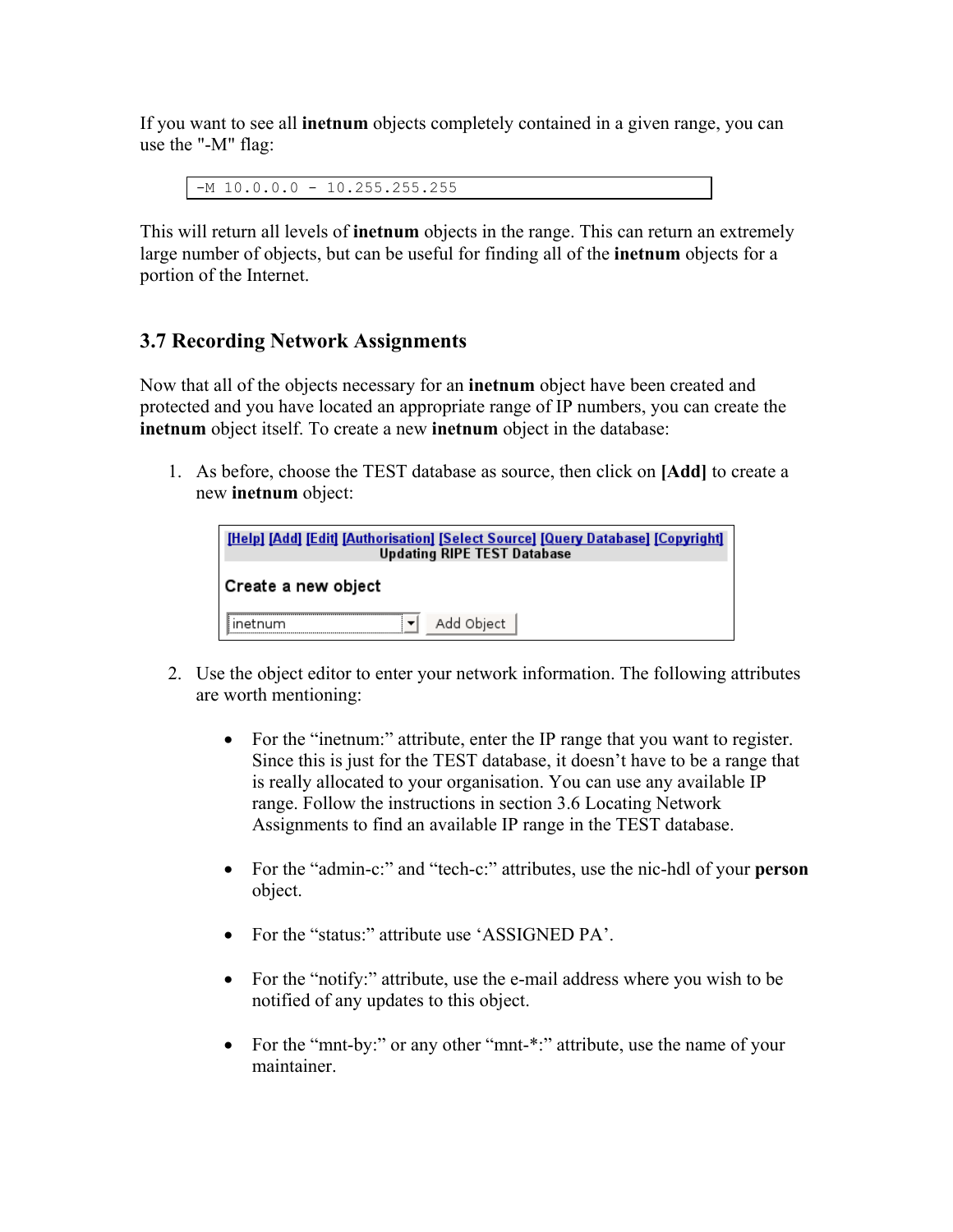If you want to see all **inetnum** objects completely contained in a given range, you can use the "-M" flag:

```
-M 10.0.0.0 - 10.255.255.255
```

This will return all levels of **inetnum** objects in the range. This can return an extremely large number of objects, but can be useful for finding all of the **inetnum** objects for a portion of the Internet.

### 3.7 Recording Network Assignments

Now that all of the objects necessary for an **inetnum** object have been created and protected and you have located an appropriate range of IP numbers, you can create the **inetnum** object itself. To create a new **inetnum** object in the database:

1. As before, choose the TEST database as source, then click on **[Add]** to create a new **inetnum** object:

   [Help] [Add] [Edit] [Authorisation] [Select Source] [Query Database] [Copyright]
   Updating RIPE TEST Database

   Create a new object

   inetnum | Add Object

2. Use the object editor to enter your network information. The following attributes are worth mentioning:

   - For the "inetnum:" attribute, enter the IP range that you want to register. Since this is just for the TEST database, it doesn't have to be a range that is really allocated to your organisation. You can use any available IP range. Follow the instructions in section 3.6 Locating Network Assignments to find an available IP range in the TEST database.

   - For the "admin-c:" and "tech-c:" attributes, use the nic-hdl of your **person** object.

   - For the "status:" attribute use 'ASSIGNED PA'.

   - For the "notify:" attribute, use the e-mail address where you wish to be notified of any updates to this object.

   - For the "mnt-by:" or any other "mnt-*:" attribute, use the name of your maintainer.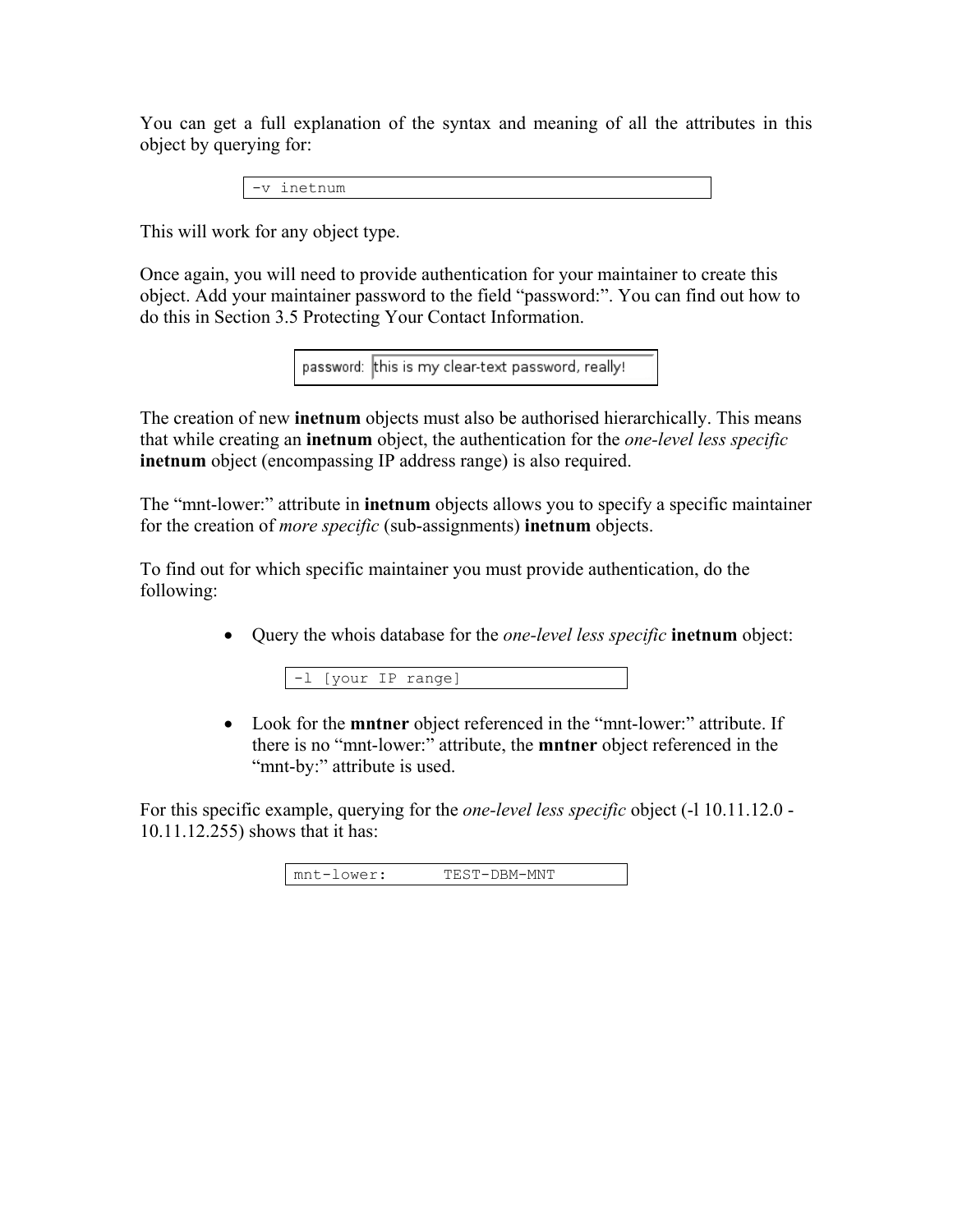You can get a full explanation of the syntax and meaning of all the attributes in this object by querying for:

```
-v inetnum
```

This will work for any object type.

Once again, you will need to provide authentication for your maintainer to create this object. Add your maintainer password to the field "password:". You can find out how to do this in Section 3.5 Protecting Your Contact Information.

```
password: this is my clear-text password, really!
```

The creation of new **inetnum** objects must also be authorised hierarchically. This means that while creating an **inetnum** object, the authentication for the *one-level less specific* **inetnum** object (encompassing IP address range) is also required.

The "mnt-lower:" attribute in **inetnum** objects allows you to specify a specific maintainer for the creation of *more specific* (sub-assignments) **inetnum** objects.

To find out for which specific maintainer you must provide authentication, do the following:

- Query the whois database for the *one-level less specific* **inetnum** object:

  ```
  -l [your IP range]
  ```

- Look for the **mntner** object referenced in the "mnt-lower:" attribute. If there is no "mnt-lower:" attribute, the **mntner** object referenced in the "mnt-by:" attribute is used.

For this specific example, querying for the *one-level less specific* object (-l 10.11.12.0 - 10.11.12.255) shows that it has:

```
mnt-lower:      TEST-DBM-MNT
```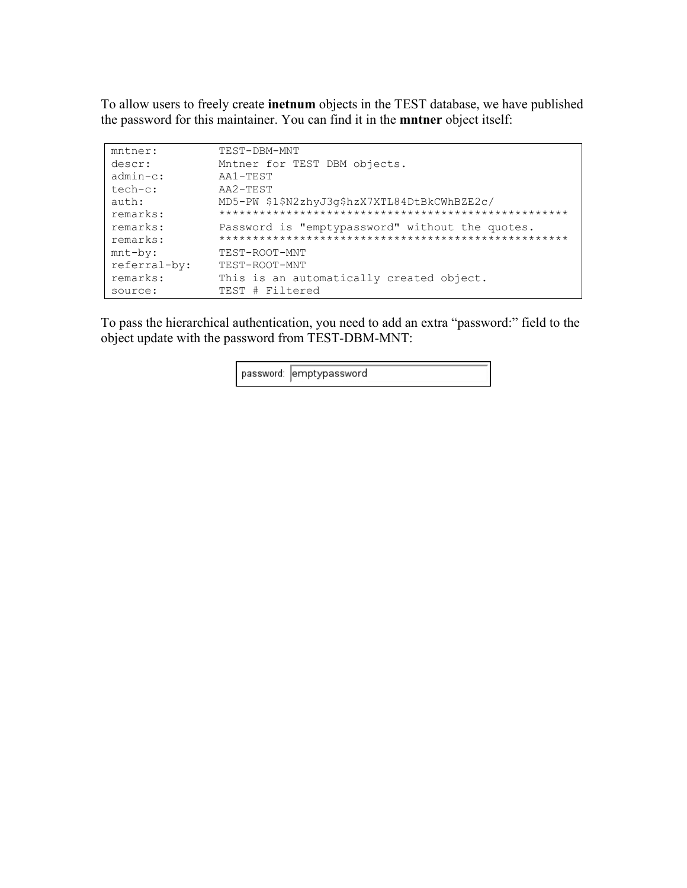To allow users to freely create **inetnum** objects in the TEST database, we have published the password for this maintainer. You can find it in the **mntner** object itself:

```
mntner:         TEST-DBM-MNT
descr:          Mntner for TEST DBM objects.
admin-c:        AA1-TEST
tech-c:         AA2-TEST
auth:           MD5-PW $1$N2zhyJ3g$hzX7XTL84DtBkCWhBZE2c/
remarks:        ****************************************************
remarks:        Password is "emptypassword" without the quotes.
remarks:        ****************************************************
mnt-by:         TEST-ROOT-MNT
referral-by:    TEST-ROOT-MNT
remarks:        This is an automatically created object.
source:         TEST # Filtered
```

To pass the hierarchical authentication, you need to add an extra "password:" field to the object update with the password from TEST-DBM-MNT:

```
password: emptypassword
```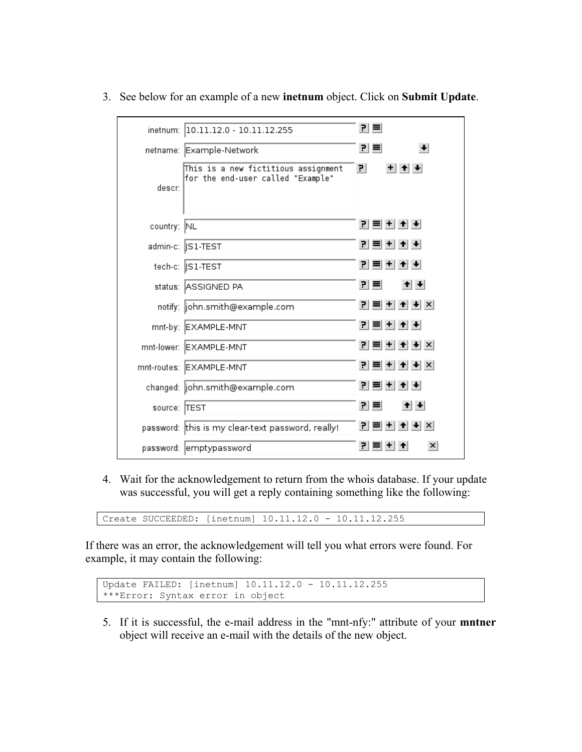3. See below for an example of a new **inetnum** object. Click on **Submit Update**.

```
inetnum:     10.11.12.0 - 10.11.12.255
netname:     Example-Network
descr:       This is a new fictitious assignment
             for the end-user called "Example"
country:     NL
admin-c:     JS1-TEST
tech-c:      JS1-TEST
status:      ASSIGNED PA
notify:      john.smith@example.com
mnt-by:      EXAMPLE-MNT
mnt-lower:   EXAMPLE-MNT
mnt-routes:  EXAMPLE-MNT
changed:     john.smith@example.com
source:      TEST
password:    this is my clear-text password, really!
password:    emptypassword
```

4. Wait for the acknowledgement to return from the whois database. If your update was successful, you will get a reply containing something like the following:

```
Create SUCCEEDED: [inetnum] 10.11.12.0 - 10.11.12.255
```

If there was an error, the acknowledgement will tell you what errors were found. For example, it may contain the following:

```
Update FAILED: [inetnum] 10.11.12.0 - 10.11.12.255
***Error: Syntax error in object
```

5. If it is successful, the e-mail address in the "mnt-nfy:" attribute of your **mntner** object will receive an e-mail with the details of the new object.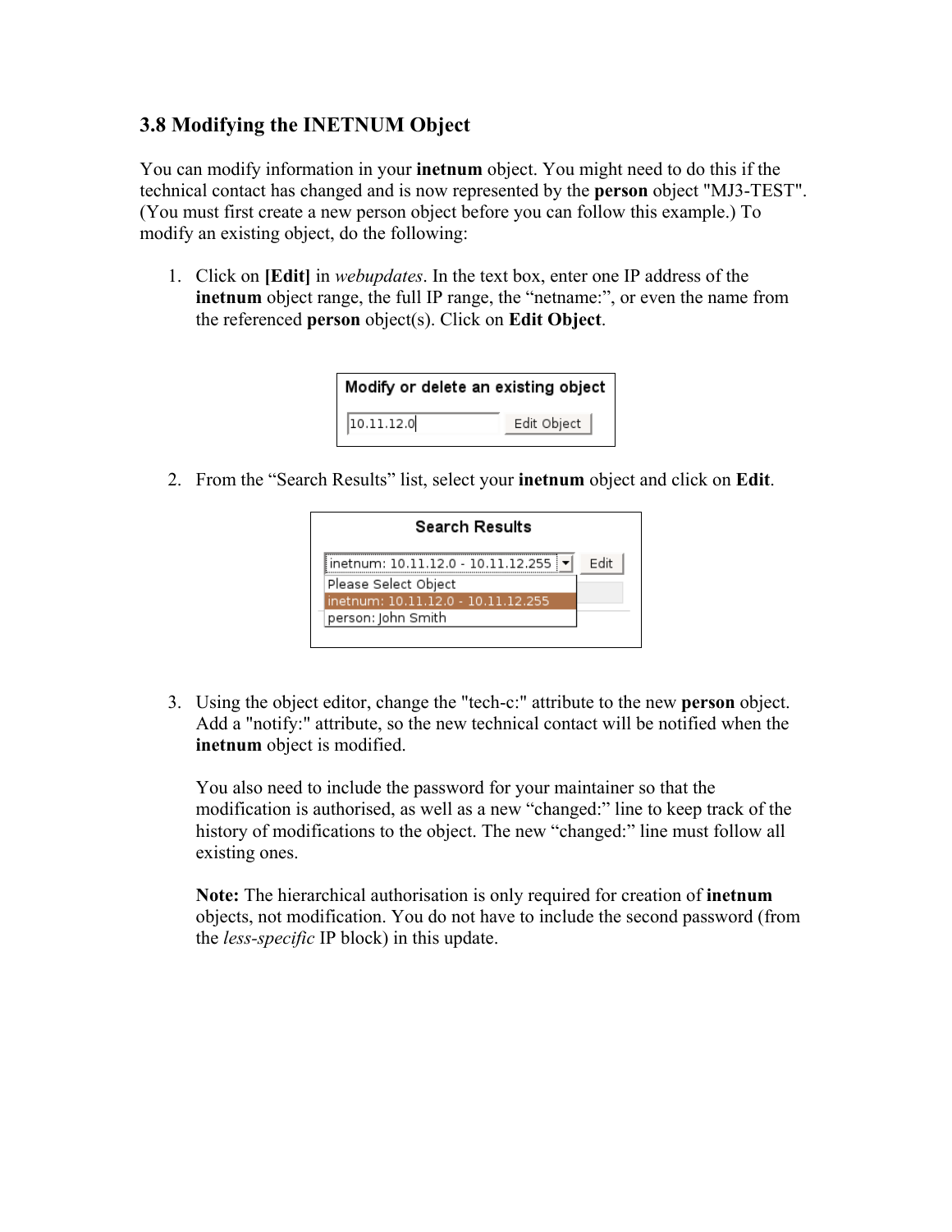### 3.8 Modifying the INETNUM Object

You can modify information in your **inetnum** object. You might need to do this if the technical contact has changed and is now represented by the **person** object "MJ3-TEST". (You must first create a new person object before you can follow this example.) To modify an existing object, do the following:

1. Click on **[Edit]** in *webupdates*. In the text box, enter one IP address of the **inetnum** object range, the full IP range, the "netname:", or even the name from the referenced **person** object(s). Click on **Edit Object**.

2. From the "Search Results" list, select your **inetnum** object and click on **Edit**.

3. Using the object editor, change the "tech-c:" attribute to the new **person** object. Add a "notify:" attribute, so the new technical contact will be notified when the **inetnum** object is modified.

   You also need to include the password for your maintainer so that the modification is authorised, as well as a new "changed:" line to keep track of the history of modifications to the object. The new "changed:" line must follow all existing ones.

   **Note:** The hierarchical authorisation is only required for creation of **inetnum** objects, not modification. You do not have to include the second password (from the *less-specific* IP block) in this update.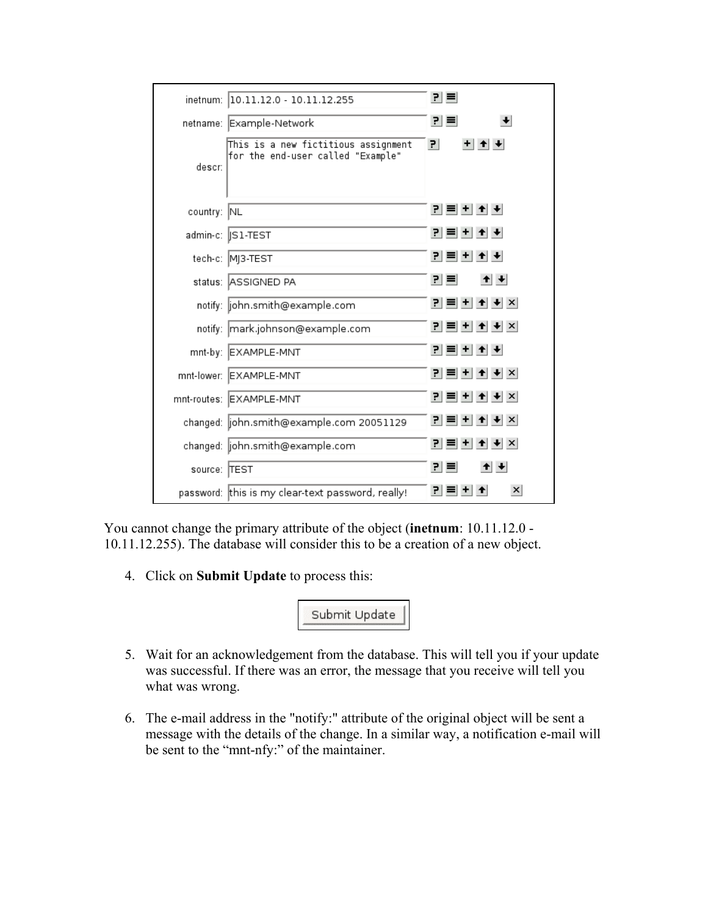| | |
|---|---|
| inetnum: | 10.11.12.0 - 10.11.12.255 |
| netname: | Example-Network |
| descr: | This is a new fictitious assignment for the end-user called "Example" |
| country: | NL |
| admin-c: | JS1-TEST |
| tech-c: | MJ3-TEST |
| status: | ASSIGNED PA |
| notify: | john.smith@example.com |
| notify: | mark.johnson@example.com |
| mnt-by: | EXAMPLE-MNT |
| mnt-lower: | EXAMPLE-MNT |
| mnt-routes: | EXAMPLE-MNT |
| changed: | john.smith@example.com 20051129 |
| changed: | john.smith@example.com |
| source: | TEST |
| password: | this is my clear-text password, really! |

You cannot change the primary attribute of the object (**inetnum**: 10.11.12.0 - 10.11.12.255). The database will consider this to be a creation of a new object.

4. Click on **Submit Update** to process this:

   Submit Update

5. Wait for an acknowledgement from the database. This will tell you if your update was successful. If there was an error, the message that you receive will tell you what was wrong.

6. The e-mail address in the "notify:" attribute of the original object will be sent a message with the details of the change. In a similar way, a notification e-mail will be sent to the "mnt-nfy:" of the maintainer.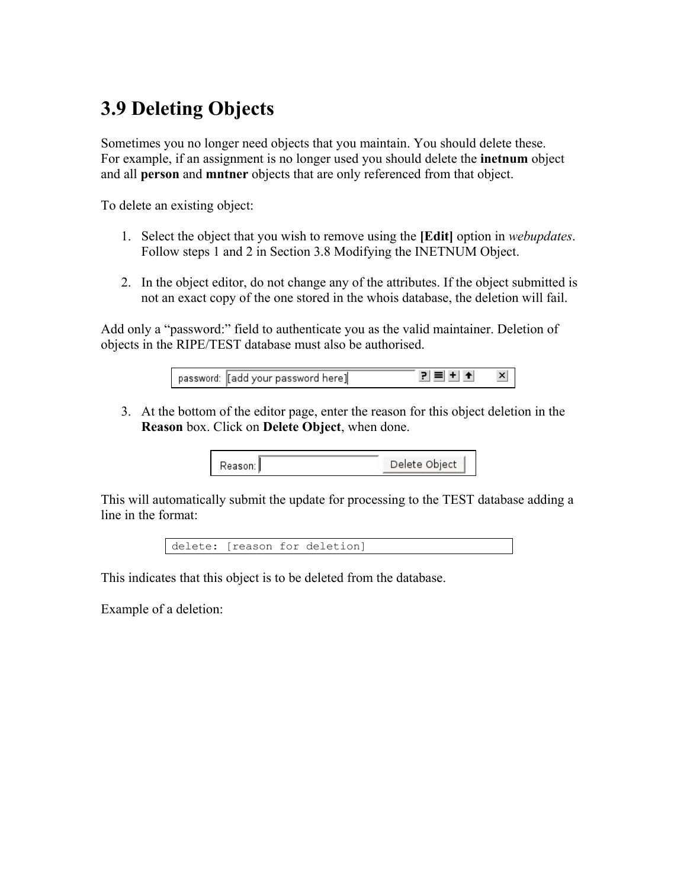## 3.9 Deleting Objects

Sometimes you no longer need objects that you maintain. You should delete these. For example, if an assignment is no longer used you should delete the **inetnum** object and all **person** and **mntner** objects that are only referenced from that object.

To delete an existing object:

1. Select the object that you wish to remove using the **[Edit]** option in *webupdates*. Follow steps 1 and 2 in Section 3.8 Modifying the INETNUM Object.

2. In the object editor, do not change any of the attributes. If the object submitted is not an exact copy of the one stored in the whois database, the deletion will fail.

Add only a "password:" field to authenticate you as the valid maintainer. Deletion of objects in the RIPE/TEST database must also be authorised.

```
password: [add your password here]
```

3. At the bottom of the editor page, enter the reason for this object deletion in the **Reason** box. Click on **Delete Object**, when done.

```
Reason: [          ] [Delete Object]
```

This will automatically submit the update for processing to the TEST database adding a line in the format:

```
delete: [reason for deletion]
```

This indicates that this object is to be deleted from the database.

Example of a deletion: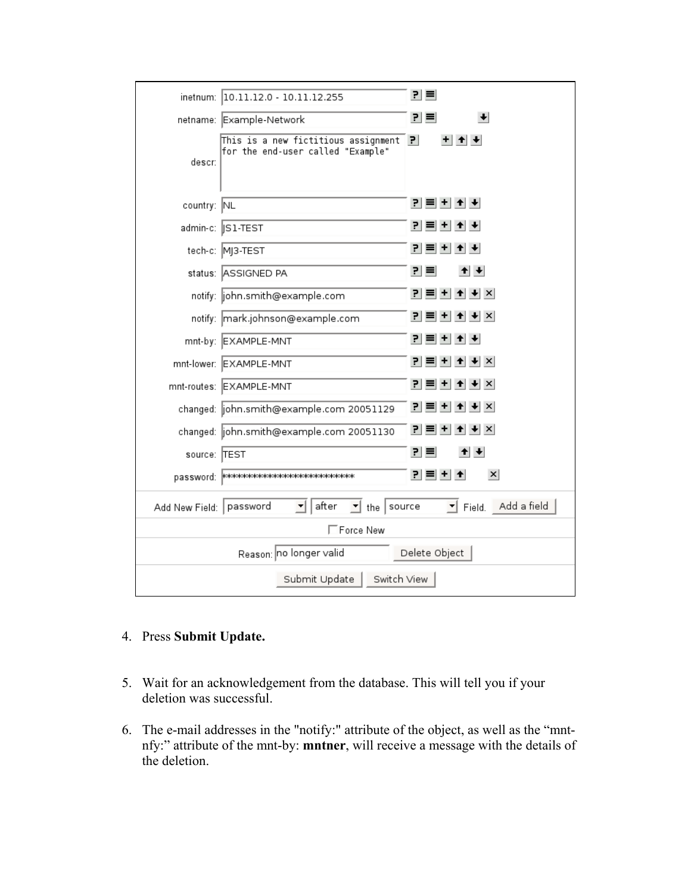| | |
|---|---|
| inetnum: | 10.11.12.0 - 10.11.12.255 |
| netname: | Example-Network |
| descr: | This is a new fictitious assignment for the end-user called "Example" |
| country: | NL |
| admin-c: | JS1-TEST |
| tech-c: | MJ3-TEST |
| status: | ASSIGNED PA |
| notify: | john.smith@example.com |
| notify: | mark.johnson@example.com |
| mnt-by: | EXAMPLE-MNT |
| mnt-lower: | EXAMPLE-MNT |
| mnt-routes: | EXAMPLE-MNT |
| changed: | john.smith@example.com 20051129 |
| changed: | john.smith@example.com 20051130 |
| source: | TEST |
| password: | **************************** |

Add New Field: password after the source Field. Add a field

Force New

Reason: no longer valid Delete Object

Submit Update Switch View

4. Press **Submit Update.**

5. Wait for an acknowledgement from the database. This will tell you if your deletion was successful.

6. The e-mail addresses in the "notify:" attribute of the object, as well as the "mnt-nfy:" attribute of the mnt-by: **mntner**, will receive a message with the details of the deletion.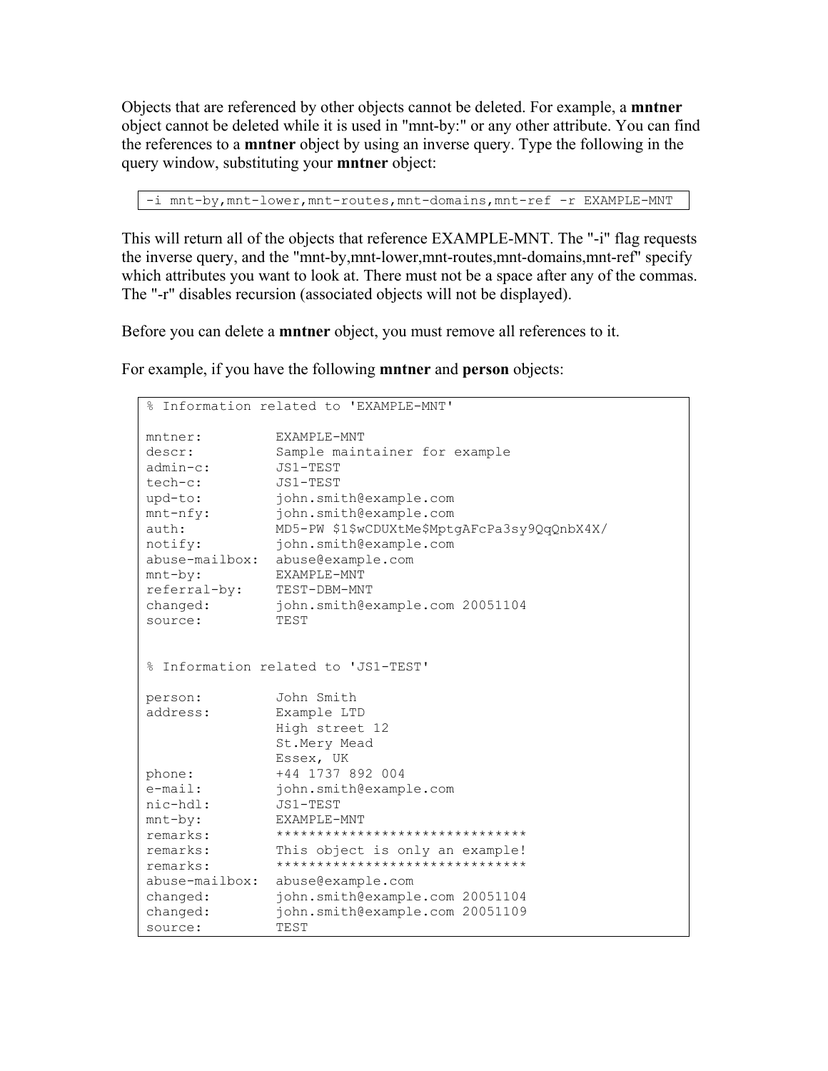Objects that are referenced by other objects cannot be deleted. For example, a **mntner** object cannot be deleted while it is used in "mnt-by:" or any other attribute. You can find the references to a **mntner** object by using an inverse query. Type the following in the query window, substituting your **mntner** object:

```
-i mnt-by,mnt-lower,mnt-routes,mnt-domains,mnt-ref -r EXAMPLE-MNT
```

This will return all of the objects that reference EXAMPLE-MNT. The "-i" flag requests the inverse query, and the "mnt-by,mnt-lower,mnt-routes,mnt-domains,mnt-ref" specify which attributes you want to look at. There must not be a space after any of the commas. The "-r" disables recursion (associated objects will not be displayed).

Before you can delete a **mntner** object, you must remove all references to it.

For example, if you have the following **mntner** and **person** objects:

```
% Information related to 'EXAMPLE-MNT'

mntner:         EXAMPLE-MNT
descr:          Sample maintainer for example
admin-c:        JS1-TEST
tech-c:         JS1-TEST
upd-to:         john.smith@example.com
mnt-nfy:        john.smith@example.com
auth:           MD5-PW $1$wCDUXtMe$MptgAFcPa3sy9QqQnbX4X/
notify:         john.smith@example.com
abuse-mailbox:  abuse@example.com
mnt-by:         EXAMPLE-MNT
referral-by:    TEST-DBM-MNT
changed:        john.smith@example.com 20051104
source:         TEST


% Information related to 'JS1-TEST'

person:         John Smith
address:        Example LTD
                High street 12
                St.Mery Mead
                Essex, UK
phone:          +44 1737 892 004
e-mail:         john.smith@example.com
nic-hdl:        JS1-TEST
mnt-by:         EXAMPLE-MNT
remarks:        *******************************
remarks:        This object is only an example!
remarks:        *******************************
abuse-mailbox:  abuse@example.com
changed:        john.smith@example.com 20051104
changed:        john.smith@example.com 20051109
source:         TEST
```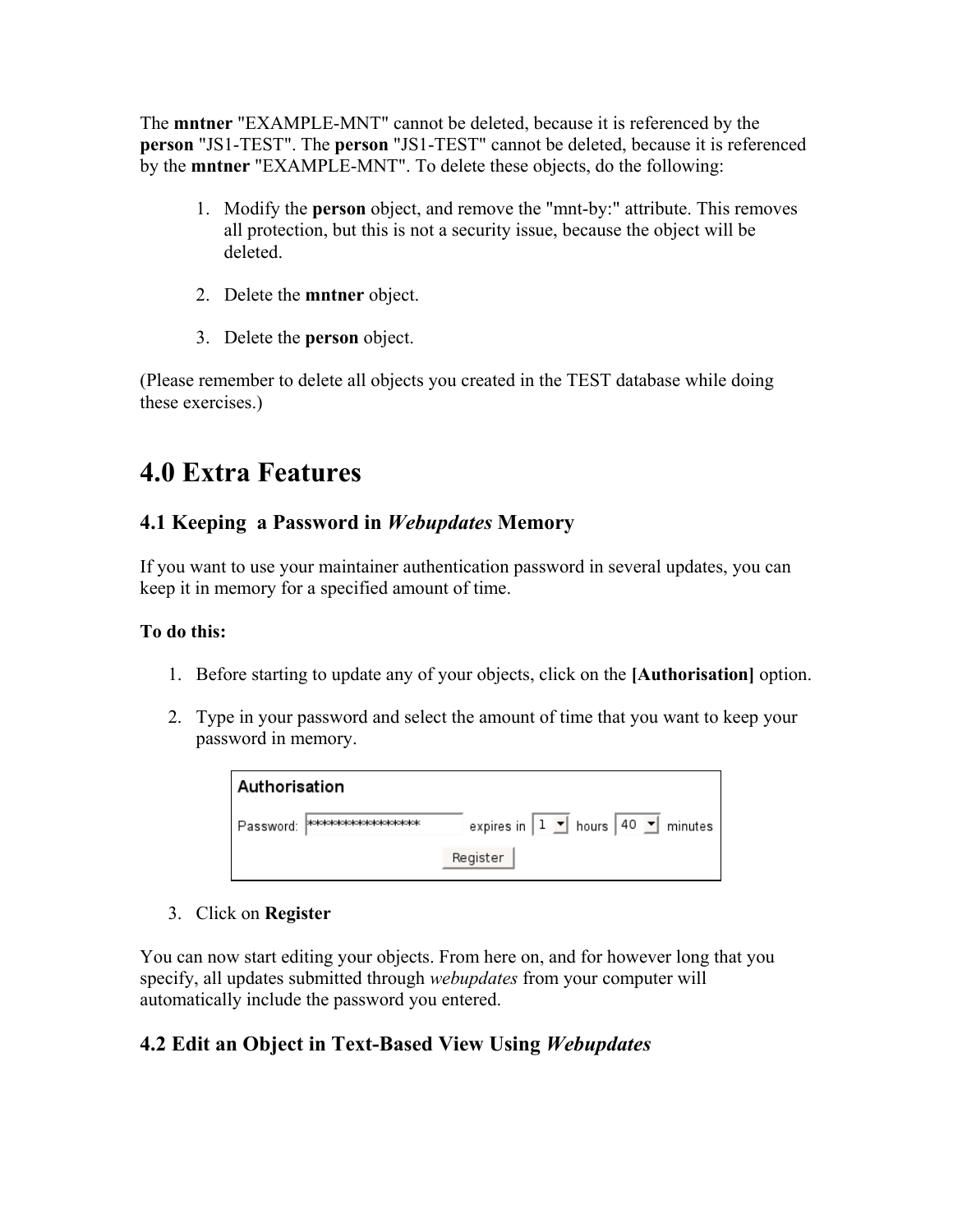The **mntner** "EXAMPLE-MNT" cannot be deleted, because it is referenced by the **person** "JS1-TEST". The **person** "JS1-TEST" cannot be deleted, because it is referenced by the **mntner** "EXAMPLE-MNT". To delete these objects, do the following:

1. Modify the **person** object, and remove the "mnt-by:" attribute. This removes all protection, but this is not a security issue, because the object will be deleted.

2. Delete the **mntner** object.

3. Delete the **person** object.

(Please remember to delete all objects you created in the TEST database while doing these exercises.)

# 4.0 Extra Features

## 4.1 Keeping a Password in *Webupdates* Memory

If you want to use your maintainer authentication password in several updates, you can keep it in memory for a specified amount of time.

**To do this:**

1. Before starting to update any of your objects, click on the **[Authorisation]** option.

2. Type in your password and select the amount of time that you want to keep your password in memory.

3. Click on **Register**

You can now start editing your objects. From here on, and for however long that you specify, all updates submitted through *webupdates* from your computer will automatically include the password you entered.

## 4.2 Edit an Object in Text-Based View Using *Webupdates*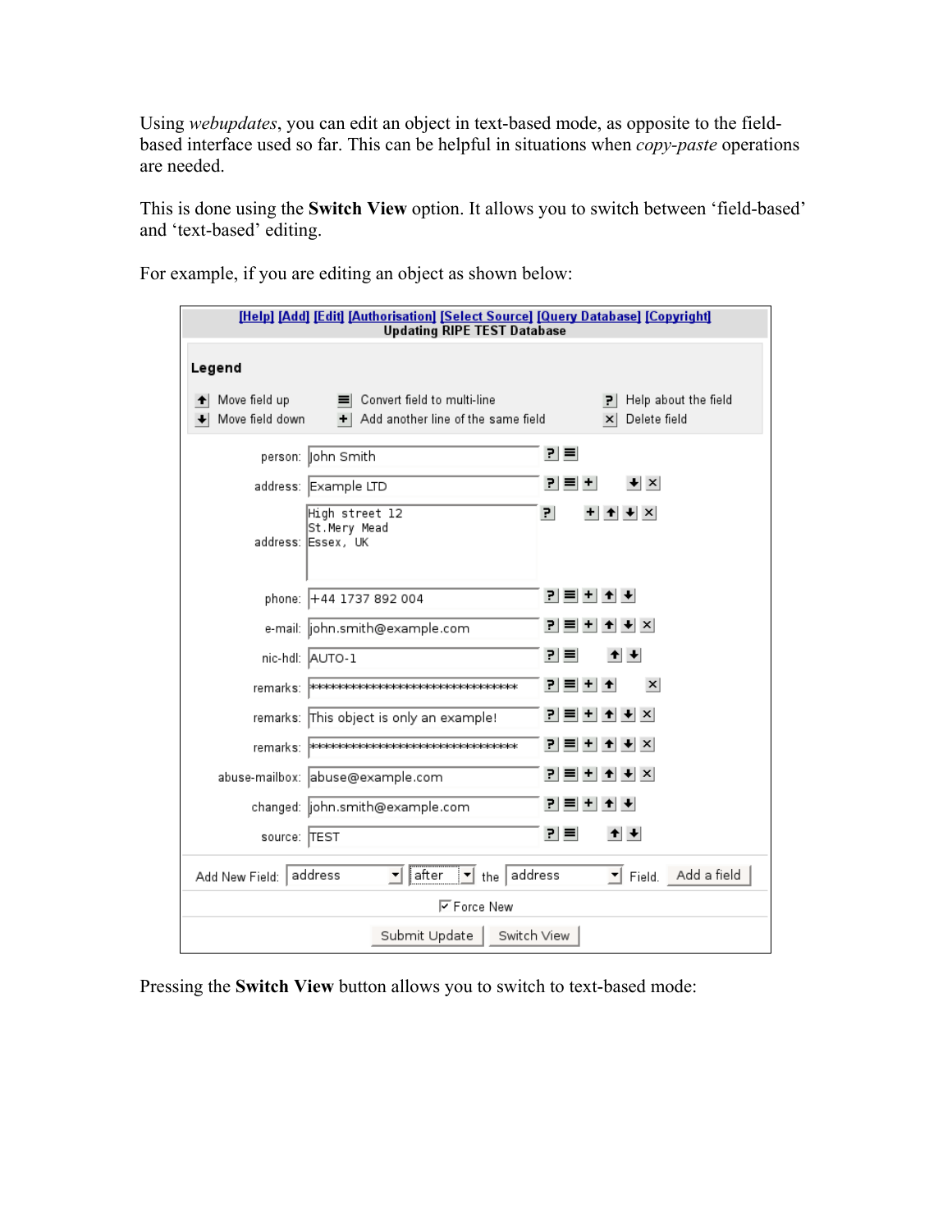Using *webupdates*, you can edit an object in text-based mode, as opposite to the field-based interface used so far. This can be helpful in situations when *copy-paste* operations are needed.

This is done using the **Switch View** option. It allows you to switch between 'field-based' and 'text-based' editing.

For example, if you are editing an object as shown below:

[Help] [Add] [Edit] [Authorisation] [Select Source] [Query Database] [Copyright]
Updating RIPE TEST Database

**Legend**

- Move field up
- Move field down
- Convert field to multi-line
- Add another line of the same field
- Help about the field
- Delete field

| | |
|---|---|
| person: | John Smith |
| address: | Example LTD |
| address: | High street 12<br>St.Mery Mead<br>Essex, UK |
| phone: | +44 1737 892 004 |
| e-mail: | john.smith@example.com |
| nic-hdl: | AUTO-1 |
| remarks: | ******************************** |
| remarks: | This object is only an example! |
| remarks: | ******************************** |
| abuse-mailbox: | abuse@example.com |
| changed: | john.smith@example.com |
| source: | TEST |

Add New Field: address after the address Field. Add a field

Force New

Submit Update  Switch View

Pressing the **Switch View** button allows you to switch to text-based mode: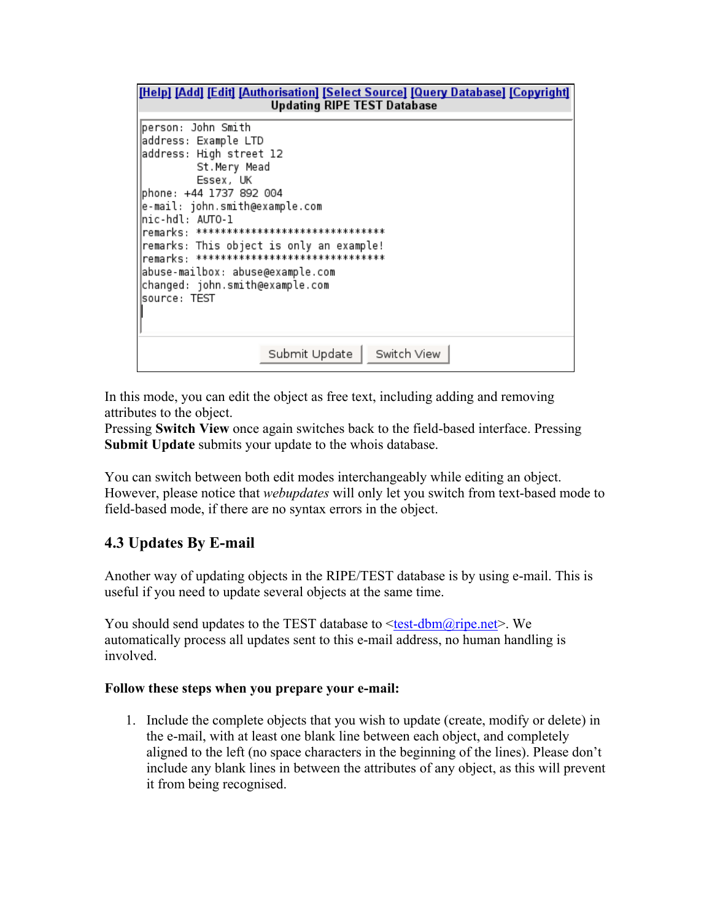[Help] [Add] [Edit] [Authorisation] [Select Source] [Query Database] [Copyright]

**Updating RIPE TEST Database**

```
person: John Smith
address: Example LTD
address: High street 12
         St.Mery Mead
         Essex, UK
phone: +44 1737 892 004
e-mail: john.smith@example.com
nic-hdl: AUTO-1
remarks: ******************************
remarks: This object is only an example!
remarks: ******************************
abuse-mailbox: abuse@example.com
changed: john.smith@example.com
source: TEST
```

Submit Update | Switch View

In this mode, you can edit the object as free text, including adding and removing attributes to the object.
Pressing **Switch View** once again switches back to the field-based interface. Pressing **Submit Update** submits your update to the whois database.

You can switch between both edit modes interchangeably while editing an object. However, please notice that *webupdates* will only let you switch from text-based mode to field-based mode, if there are no syntax errors in the object.

## 4.3 Updates By E-mail

Another way of updating objects in the RIPE/TEST database is by using e-mail. This is useful if you need to update several objects at the same time.

You should send updates to the TEST database to <test-dbm@ripe.net>. We automatically process all updates sent to this e-mail address, no human handling is involved.

**Follow these steps when you prepare your e-mail:**

1. Include the complete objects that you wish to update (create, modify or delete) in the e-mail, with at least one blank line between each object, and completely aligned to the left (no space characters in the beginning of the lines). Please don't include any blank lines in between the attributes of any object, as this will prevent it from being recognised.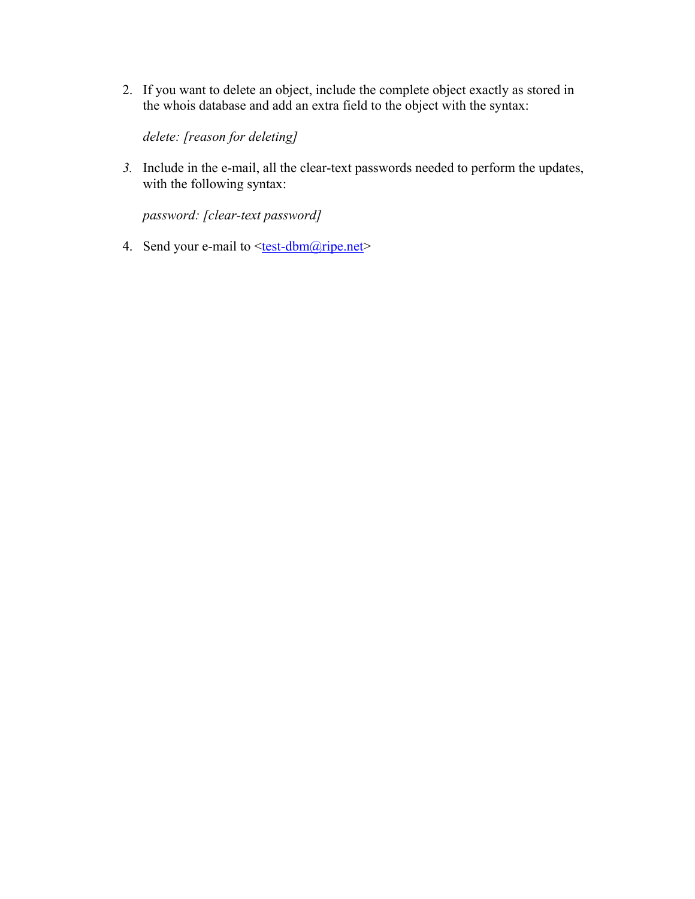2. If you want to delete an object, include the complete object exactly as stored in the whois database and add an extra field to the object with the syntax:

   *delete: [reason for deleting]*

3. Include in the e-mail, all the clear-text passwords needed to perform the updates, with the following syntax:

   *password: [clear-text password]*

4. Send your e-mail to <test-dbm@ripe.net>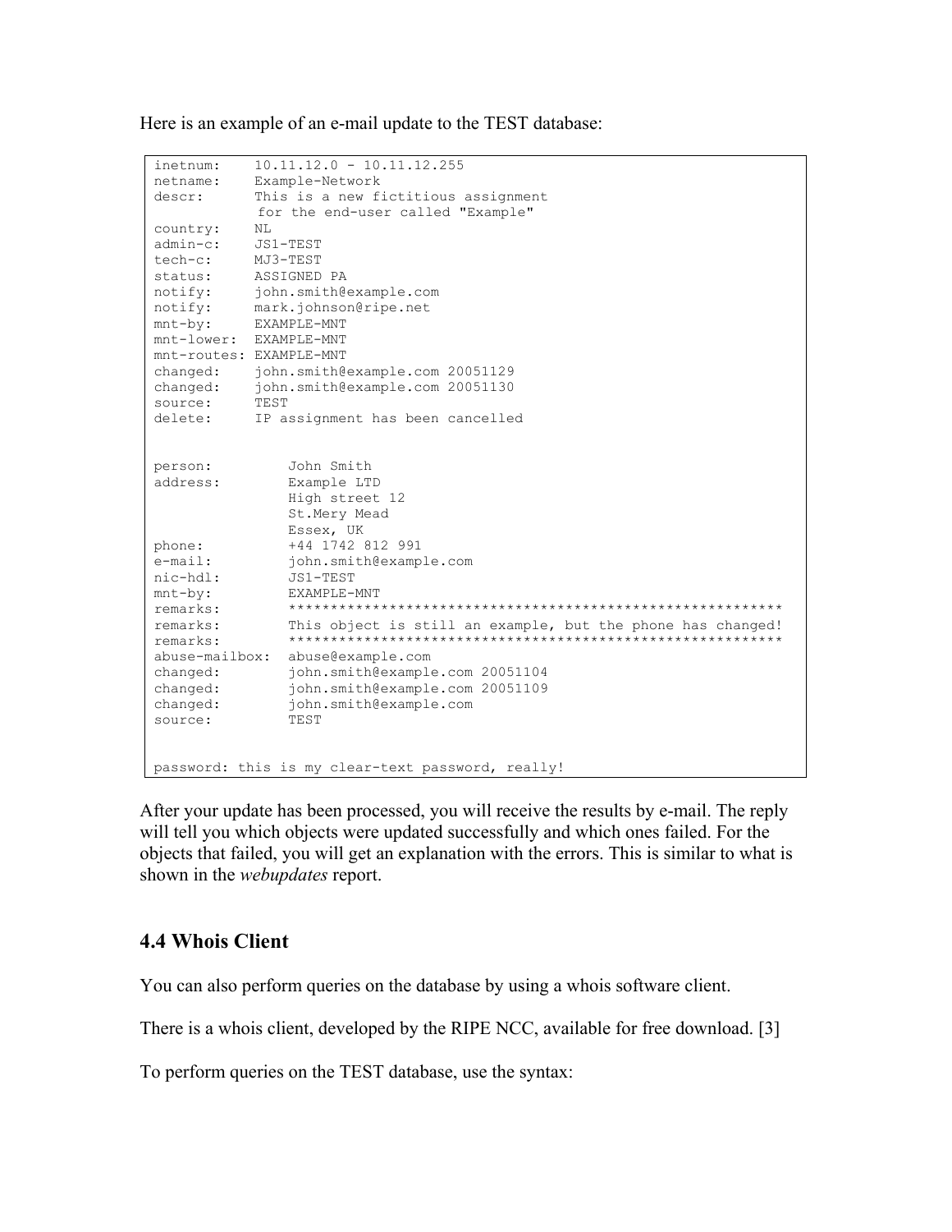Here is an example of an e-mail update to the TEST database:

```
inetnum:     10.11.12.0 - 10.11.12.255
netname:     Example-Network
descr:       This is a new fictitious assignment
              for the end-user called "Example"
country:     NL
admin-c:     JS1-TEST
tech-c:      MJ3-TEST
status:      ASSIGNED PA
notify:      john.smith@example.com
notify:      mark.johnson@ripe.net
mnt-by:      EXAMPLE-MNT
mnt-lower:   EXAMPLE-MNT
mnt-routes:  EXAMPLE-MNT
changed:     john.smith@example.com 20051129
changed:     john.smith@example.com 20051130
source:      TEST
delete:      IP assignment has been cancelled


person:         John Smith
address:        Example LTD
                High street 12
                St.Mery Mead
                Essex, UK
phone:          +44 1742 812 991
e-mail:         john.smith@example.com
nic-hdl:        JS1-TEST
mnt-by:         EXAMPLE-MNT
remarks:        ***********************************************************
remarks:        This object is still an example, but the phone has changed!
remarks:        ***********************************************************
abuse-mailbox:  abuse@example.com
changed:        john.smith@example.com 20051104
changed:        john.smith@example.com 20051109
changed:        john.smith@example.com
source:         TEST


password: this is my clear-text password, really!
```

After your update has been processed, you will receive the results by e-mail. The reply will tell you which objects were updated successfully and which ones failed. For the objects that failed, you will get an explanation with the errors. This is similar to what is shown in the *webupdates* report.

## 4.4 Whois Client

You can also perform queries on the database by using a whois software client.

There is a whois client, developed by the RIPE NCC, available for free download. [3]

To perform queries on the TEST database, use the syntax: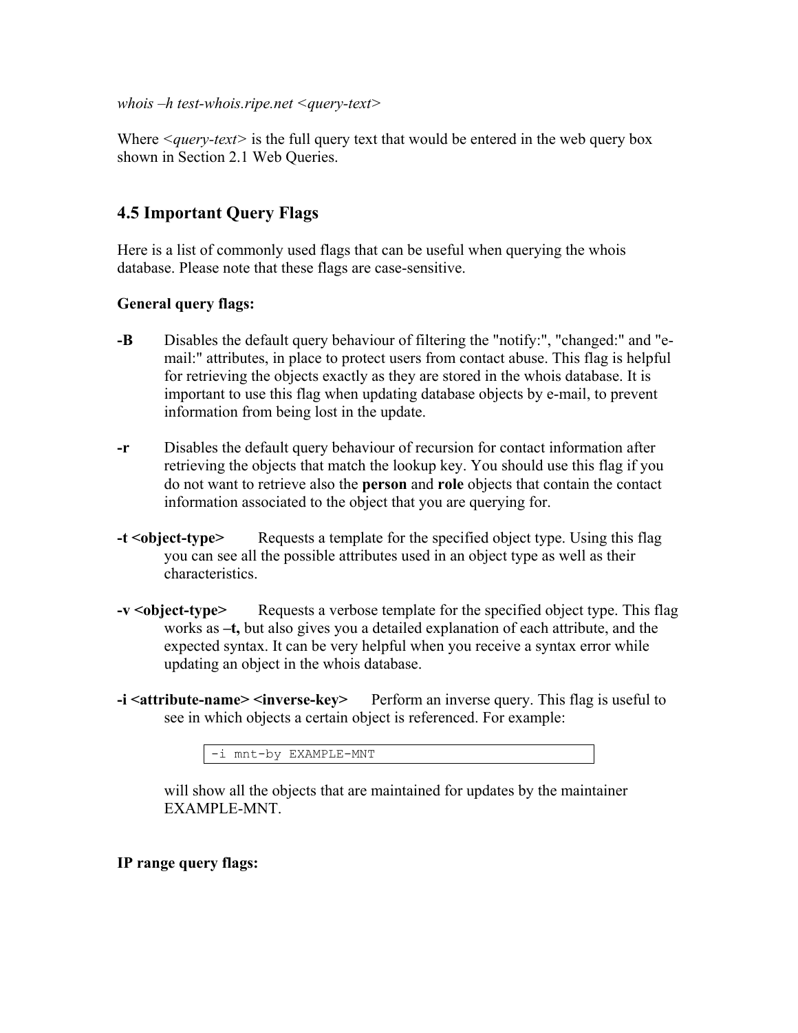*whois –h test-whois.ripe.net <query-text>*

Where <*query-text*> is the full query text that would be entered in the web query box shown in Section 2.1 Web Queries.

## 4.5 Important Query Flags

Here is a list of commonly used flags that can be useful when querying the whois database. Please note that these flags are case-sensitive.

**General query flags:**

**-B** Disables the default query behaviour of filtering the "notify:", "changed:" and "e-mail:" attributes, in place to protect users from contact abuse. This flag is helpful for retrieving the objects exactly as they are stored in the whois database. It is important to use this flag when updating database objects by e-mail, to prevent information from being lost in the update.

**-r** Disables the default query behaviour of recursion for contact information after retrieving the objects that match the lookup key. You should use this flag if you do not want to retrieve also the **person** and **role** objects that contain the contact information associated to the object that you are querying for.

**-t <object-type>** Requests a template for the specified object type. Using this flag you can see all the possible attributes used in an object type as well as their characteristics.

**-v <object-type>** Requests a verbose template for the specified object type. This flag works as **–t,** but also gives you a detailed explanation of each attribute, and the expected syntax. It can be very helpful when you receive a syntax error while updating an object in the whois database.

**-i <attribute-name> <inverse-key>** Perform an inverse query. This flag is useful to see in which objects a certain object is referenced. For example:

```
-i mnt-by EXAMPLE-MNT
```

will show all the objects that are maintained for updates by the maintainer EXAMPLE-MNT.

**IP range query flags:**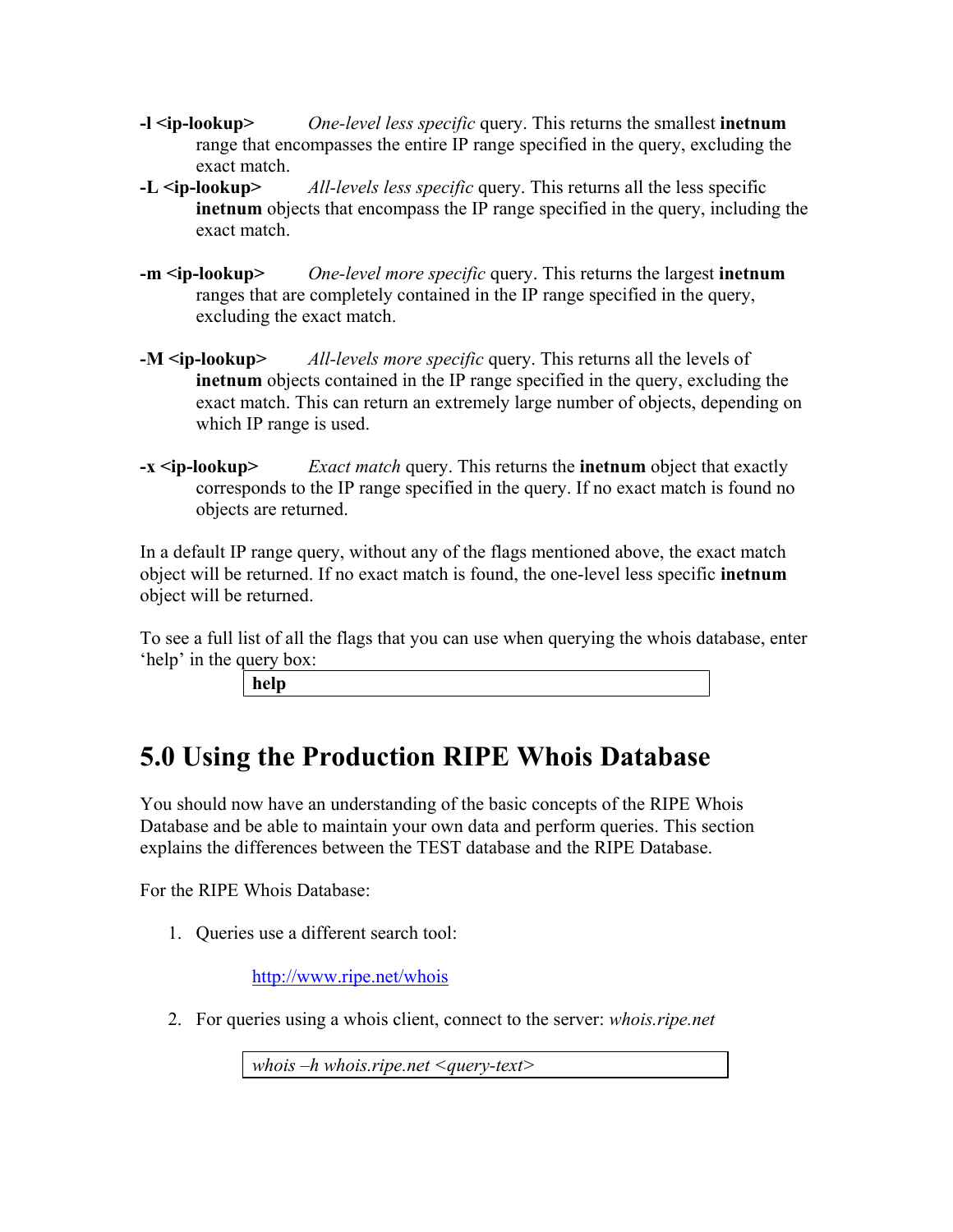**-l <ip-lookup>** *One-level less specific* query. This returns the smallest **inetnum** range that encompasses the entire IP range specified in the query, excluding the exact match.

**-L <ip-lookup>** *All-levels less specific* query. This returns all the less specific **inetnum** objects that encompass the IP range specified in the query, including the exact match.

**-m <ip-lookup>** *One-level more specific* query. This returns the largest **inetnum** ranges that are completely contained in the IP range specified in the query, excluding the exact match.

**-M <ip-lookup>** *All-levels more specific* query. This returns all the levels of **inetnum** objects contained in the IP range specified in the query, excluding the exact match. This can return an extremely large number of objects, depending on which IP range is used.

**-x <ip-lookup>** *Exact match* query. This returns the **inetnum** object that exactly corresponds to the IP range specified in the query. If no exact match is found no objects are returned.

In a default IP range query, without any of the flags mentioned above, the exact match object will be returned. If no exact match is found, the one-level less specific **inetnum** object will be returned.

To see a full list of all the flags that you can use when querying the whois database, enter 'help' in the query box:

```
help
```

# 5.0 Using the Production RIPE Whois Database

You should now have an understanding of the basic concepts of the RIPE Whois Database and be able to maintain your own data and perform queries. This section explains the differences between the TEST database and the RIPE Database.

For the RIPE Whois Database:

1. Queries use a different search tool:

   http://www.ripe.net/whois

2. For queries using a whois client, connect to the server: *whois.ripe.net*

   ```
   whois –h whois.ripe.net <query-text>
   ```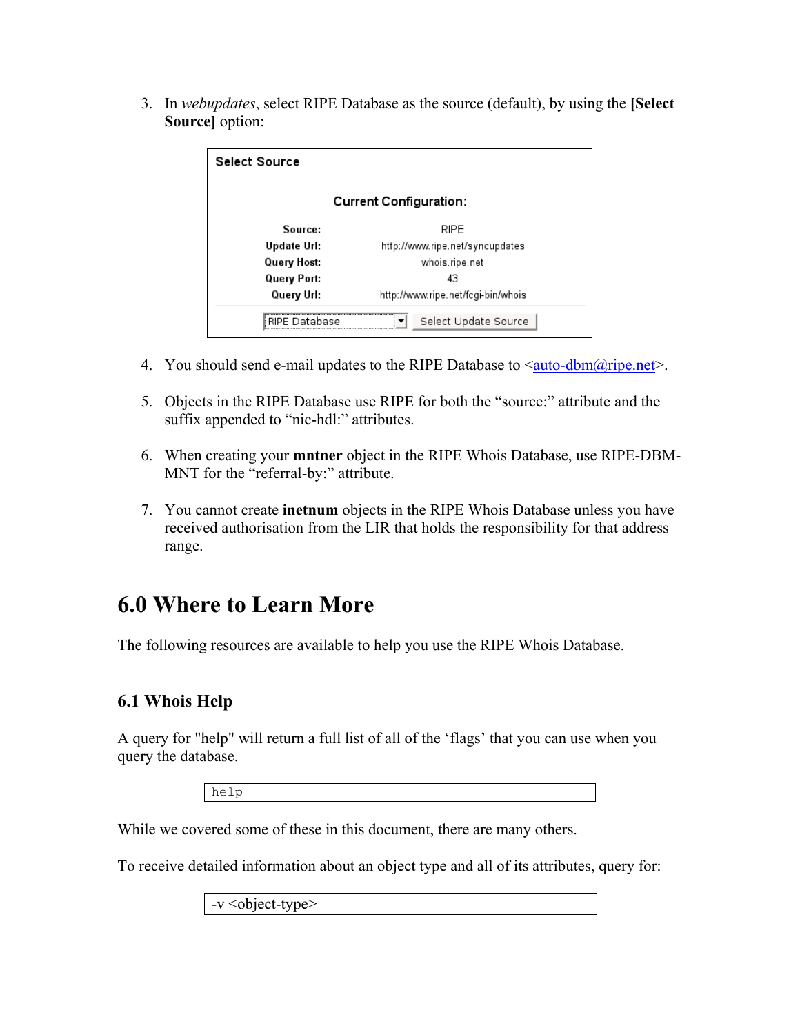3. In *webupdates*, select RIPE Database as the source (default), by using the **[Select Source]** option:

**Select Source**

**Current Configuration:**

| | |
|---|---|
| **Source:** | RIPE |
| **Update Url:** | http://www.ripe.net/syncupdates |
| **Query Host:** | whois.ripe.net |
| **Query Port:** | 43 |
| **Query Url:** | http://www.ripe.net/fcgi-bin/whois |

RIPE Database [Select Update Source]

4. You should send e-mail updates to the RIPE Database to <auto-dbm@ripe.net>.

5. Objects in the RIPE Database use RIPE for both the "source:" attribute and the suffix appended to "nic-hdl:" attributes.

6. When creating your **mntner** object in the RIPE Whois Database, use RIPE-DBM-MNT for the "referral-by:" attribute.

7. You cannot create **inetnum** objects in the RIPE Whois Database unless you have received authorisation from the LIR that holds the responsibility for that address range.

# 6.0 Where to Learn More

The following resources are available to help you use the RIPE Whois Database.

## 6.1 Whois Help

A query for "help" will return a full list of all of the 'flags' that you can use when you query the database.

```
help
```

While we covered some of these in this document, there are many others.

To receive detailed information about an object type and all of its attributes, query for:

```
-v <object-type>
```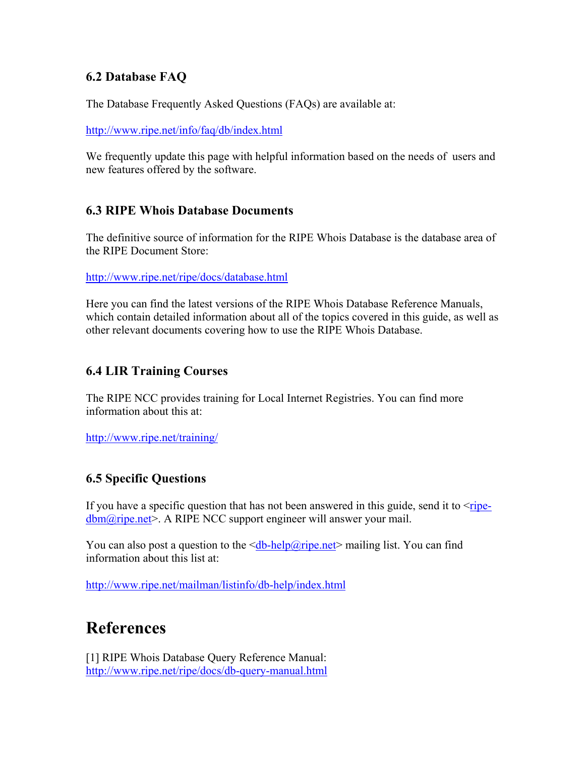### 6.2 Database FAQ

The Database Frequently Asked Questions (FAQs) are available at:

http://www.ripe.net/info/faq/db/index.html

We frequently update this page with helpful information based on the needs of users and new features offered by the software.

### 6.3 RIPE Whois Database Documents

The definitive source of information for the RIPE Whois Database is the database area of the RIPE Document Store:

http://www.ripe.net/ripe/docs/database.html

Here you can find the latest versions of the RIPE Whois Database Reference Manuals, which contain detailed information about all of the topics covered in this guide, as well as other relevant documents covering how to use the RIPE Whois Database.

### 6.4 LIR Training Courses

The RIPE NCC provides training for Local Internet Registries. You can find more information about this at:

http://www.ripe.net/training/

### 6.5 Specific Questions

If you have a specific question that has not been answered in this guide, send it to <ripe-dbm@ripe.net>. A RIPE NCC support engineer will answer your mail.

You can also post a question to the <db-help@ripe.net> mailing list. You can find information about this list at:

http://www.ripe.net/mailman/listinfo/db-help/index.html

# References

[1] RIPE Whois Database Query Reference Manual:
http://www.ripe.net/ripe/docs/db-query-manual.html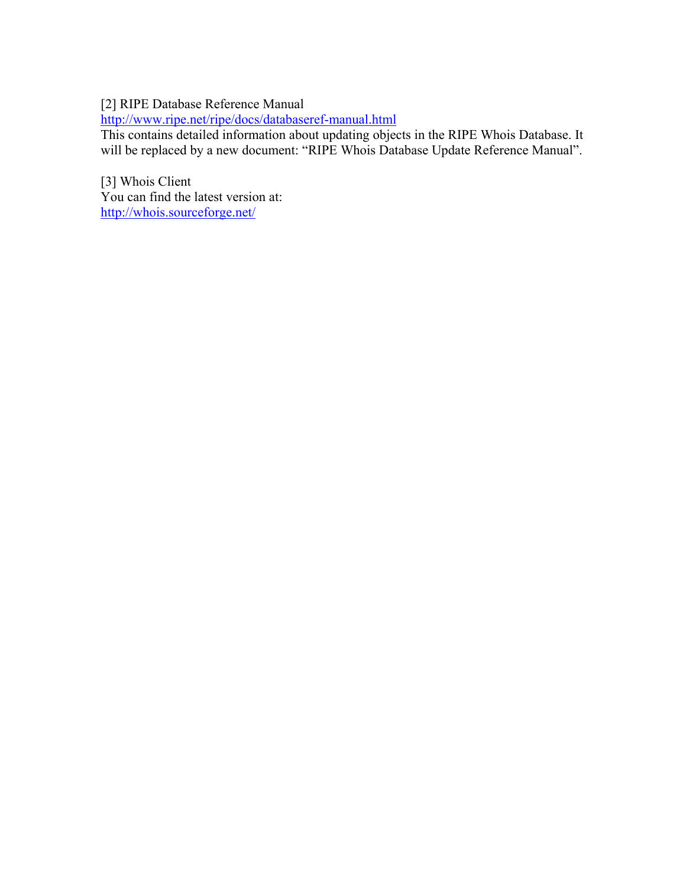[2] RIPE Database Reference Manual
http://www.ripe.net/ripe/docs/databaseref-manual.html
This contains detailed information about updating objects in the RIPE Whois Database. It will be replaced by a new document: “RIPE Whois Database Update Reference Manual”.

[3] Whois Client
You can find the latest version at:
http://whois.sourceforge.net/